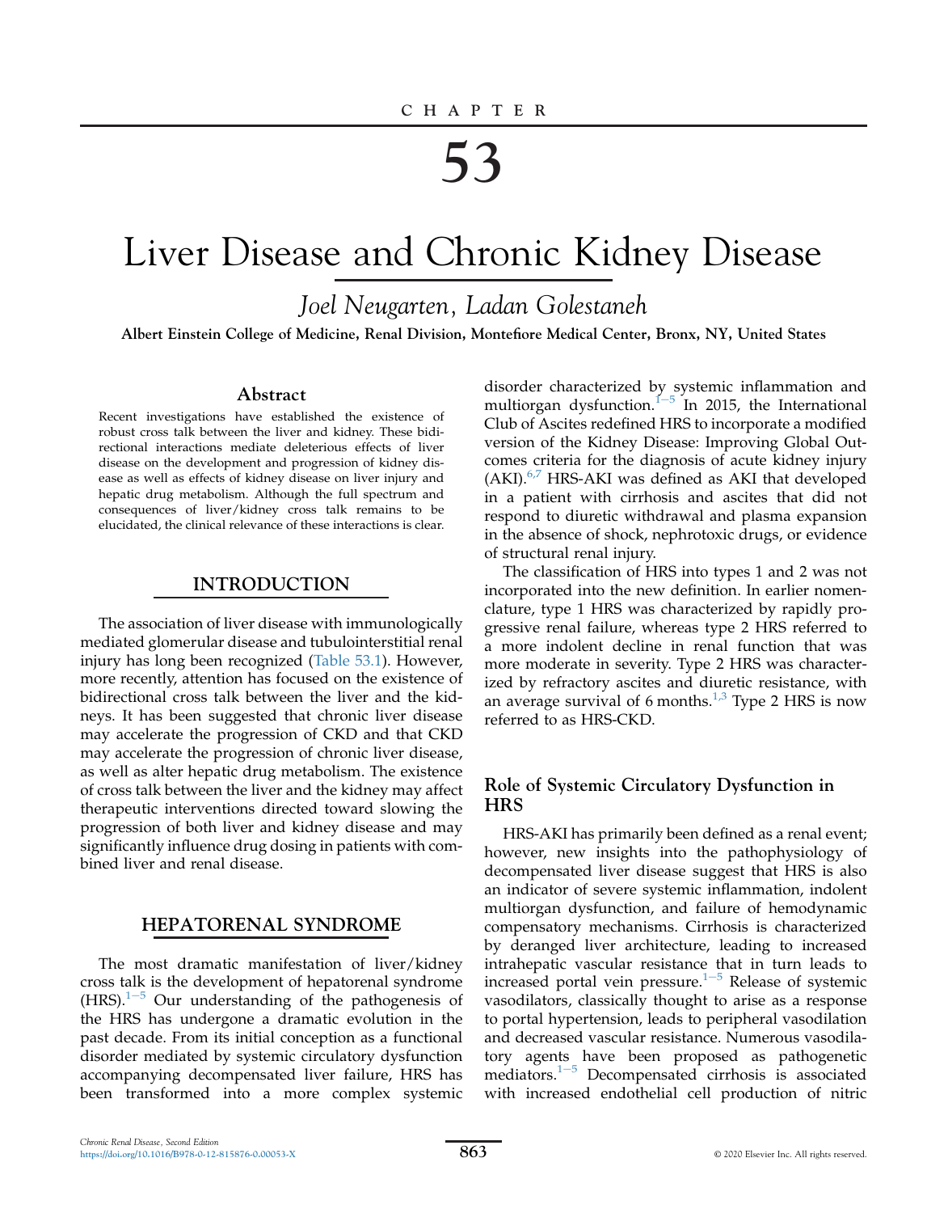CHAPTER

# 53

# Liver Disease and Chronic Kidney Disease

*Joel Neugarten, Ladan Golestaneh*

**Albert Einstein College of Medicine, Renal Division, Montefiore Medical Center, Bronx, NY, United States**

## Abstract

Recent investigations have established the existence of robust cross talk between the liver and kidney. These bidirectional interactions mediate deleterious effects of liver disease on the development and progression of kidney disease as well as effects of kidney disease on liver injury and hepatic drug metabolism. Although the full spectrum and consequences of liver/kidney cross talk remains to be elucidated, the clinical relevance of these interactions is clear.

## INTRODUCTION

The association of liver disease with immunologically mediated glomerular disease and tubulointerstitial renal injury has long been recognized (Table 53.1). However, more recently, attention has focused on the existence of bidirectional cross talk between the liver and the kidneys. It has been suggested that chronic liver disease may accelerate the progression of CKD and that CKD may accelerate the progression of chronic liver disease, as well as alter hepatic drug metabolism. The existence of cross talk between the liver and the kidney may affect therapeutic interventions directed toward slowing the progression of both liver and kidney disease and may significantly influence drug dosing in patients with combined liver and renal disease.

## HEPATORENAL SYNDROME

The most dramatic manifestation of liver/kidney cross talk is the development of hepatorenal syndrome (HRS).[1–5] Our understanding of the pathogenesis of the HRS has undergone a dramatic evolution in the past decade. From its initial conception as a functional disorder mediated by systemic circulatory dysfunction accompanying decompensated liver failure, HRS has been transformed into a more complex systemic disorder characterized by systemic inflammation and multiorgan dysfunction.[1–5] In 2015, the International Club of Ascites redefined HRS to incorporate a modified version of the Kidney Disease: Improving Global Outcomes criteria for the diagnosis of acute kidney injury (AKI).[6,7] HRS-AKI was defined as AKI that developed in a patient with cirrhosis and ascites that did not respond to diuretic withdrawal and plasma expansion in the absence of shock, nephrotoxic drugs, or evidence of structural renal injury.

The classification of HRS into types 1 and 2 was not incorporated into the new definition. In earlier nomenclature, type 1 HRS was characterized by rapidly progressive renal failure, whereas type 2 HRS referred to a more indolent decline in renal function that was more moderate in severity. Type 2 HRS was characterized by refractory ascites and diuretic resistance, with an average survival of 6 months.[1,3] Type 2 HRS is now referred to as HRS-CKD.

### Role of Systemic Circulatory Dysfunction in HRS

HRS-AKI has primarily been defined as a renal event; however, new insights into the pathophysiology of decompensated liver disease suggest that HRS is also an indicator of severe systemic inflammation, indolent multiorgan dysfunction, and failure of hemodynamic compensatory mechanisms. Cirrhosis is characterized by deranged liver architecture, leading to increased intrahepatic vascular resistance that in turn leads to increased portal vein pressure.[1–5] Release of systemic vasodilators, classically thought to arise as a response to portal hypertension, leads to peripheral vasodilation and decreased vascular resistance. Numerous vasodilatory agents have been proposed as pathogenetic mediators.[1–5] Decompensated cirrhosis is associated with increased endothelial cell production of nitric

*Chronic Renal Disease*, Second Edition
https://doi.org/10.1016/B978-0-12-815876-0.00053-X

© 2020 Elsevier Inc. All rights reserved.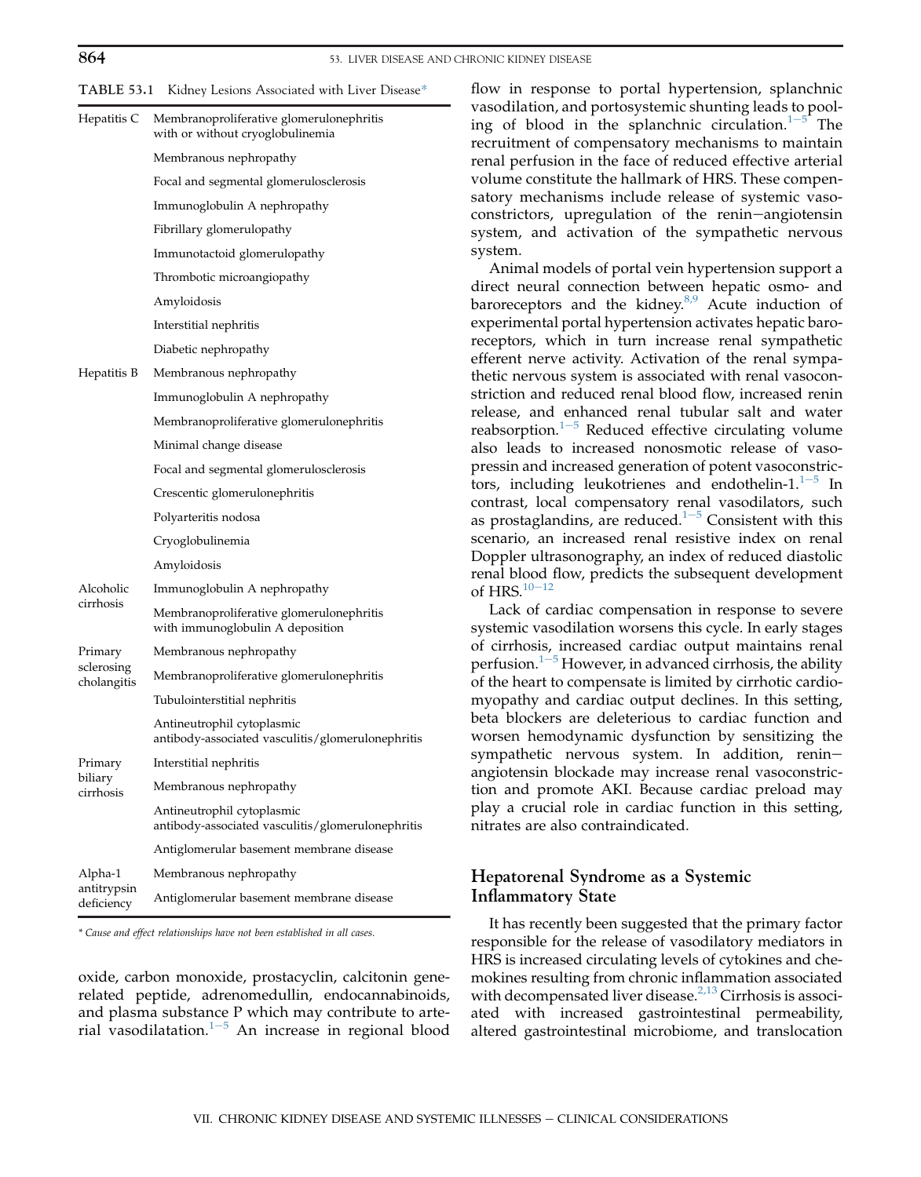TABLE 53.1 Kidney Lesions Associated with Liver Disease*

| | |
|---|---|
| Hepatitis C | Membranoproliferative glomerulonephritis with or without cryoglobulinemia |
| | Membranous nephropathy |
| | Focal and segmental glomerulosclerosis |
| | Immunoglobulin A nephropathy |
| | Fibrillary glomerulopathy |
| | Immunotactoid glomerulopathy |
| | Thrombotic microangiopathy |
| | Amyloidosis |
| | Interstitial nephritis |
| | Diabetic nephropathy |
| Hepatitis B | Membranous nephropathy |
| | Immunoglobulin A nephropathy |
| | Membranoproliferative glomerulonephritis |
| | Minimal change disease |
| | Focal and segmental glomerulosclerosis |
| | Crescentic glomerulonephritis |
| | Polyarteritis nodosa |
| | Cryoglobulinemia |
| | Amyloidosis |
| Alcoholic cirrhosis | Immunoglobulin A nephropathy |
| | Membranoproliferative glomerulonephritis with immunoglobulin A deposition |
| Primary sclerosing cholangitis | Membranous nephropathy |
| | Membranoproliferative glomerulonephritis |
| | Tubulointerstitial nephritis |
| | Antineutrophil cytoplasmic antibody-associated vasculitis/glomerulonephritis |
| Primary biliary cirrhosis | Interstitial nephritis |
| | Membranous nephropathy |
| | Antineutrophil cytoplasmic antibody-associated vasculitis/glomerulonephritis |
| | Antiglomerular basement membrane disease |
| Alpha-1 antitrypsin deficiency | Membranous nephropathy |
| | Antiglomerular basement membrane disease |

*\* Cause and effect relationships have not been established in all cases.*

oxide, carbon monoxide, prostacyclin, calcitonin gene-related peptide, adrenomedullin, endocannabinoids, and plasma substance P which may contribute to arterial vasodilatation.[1−5] An increase in regional blood flow in response to portal hypertension, splanchnic vasodilation, and portosystemic shunting leads to pooling of blood in the splanchnic circulation.[1−5] The recruitment of compensatory mechanisms to maintain renal perfusion in the face of reduced effective arterial volume constitute the hallmark of HRS. These compensatory mechanisms include release of systemic vasoconstrictors, upregulation of the renin−angiotensin system, and activation of the sympathetic nervous system.

Animal models of portal vein hypertension support a direct neural connection between hepatic osmo- and baroreceptors and the kidney.[8,9] Acute induction of experimental portal hypertension activates hepatic baroreceptors, which in turn increase renal sympathetic efferent nerve activity. Activation of the renal sympathetic nervous system is associated with renal vasoconstriction and reduced renal blood flow, increased renin release, and enhanced renal tubular salt and water reabsorption.[1−5] Reduced effective circulating volume also leads to increased nonosmotic release of vasopressin and increased generation of potent vasoconstrictors, including leukotrienes and endothelin-1.[1−5] In contrast, local compensatory renal vasodilators, such as prostaglandins, are reduced.[1−5] Consistent with this scenario, an increased renal resistive index on renal Doppler ultrasonography, an index of reduced diastolic renal blood flow, predicts the subsequent development of HRS.[10−12]

Lack of cardiac compensation in response to severe systemic vasodilation worsens this cycle. In early stages of cirrhosis, increased cardiac output maintains renal perfusion.[1−5] However, in advanced cirrhosis, the ability of the heart to compensate is limited by cirrhotic cardiomyopathy and cardiac output declines. In this setting, beta blockers are deleterious to cardiac function and worsen hemodynamic dysfunction by sensitizing the sympathetic nervous system. In addition, renin−angiotensin blockade may increase renal vasoconstriction and promote AKI. Because cardiac preload may play a crucial role in cardiac function in this setting, nitrates are also contraindicated.

## Hepatorenal Syndrome as a Systemic Inflammatory State

It has recently been suggested that the primary factor responsible for the release of vasodilatory mediators in HRS is increased circulating levels of cytokines and chemokines resulting from chronic inflammation associated with decompensated liver disease.[2,13] Cirrhosis is associated with increased gastrointestinal permeability, altered gastrointestinal microbiome, and translocation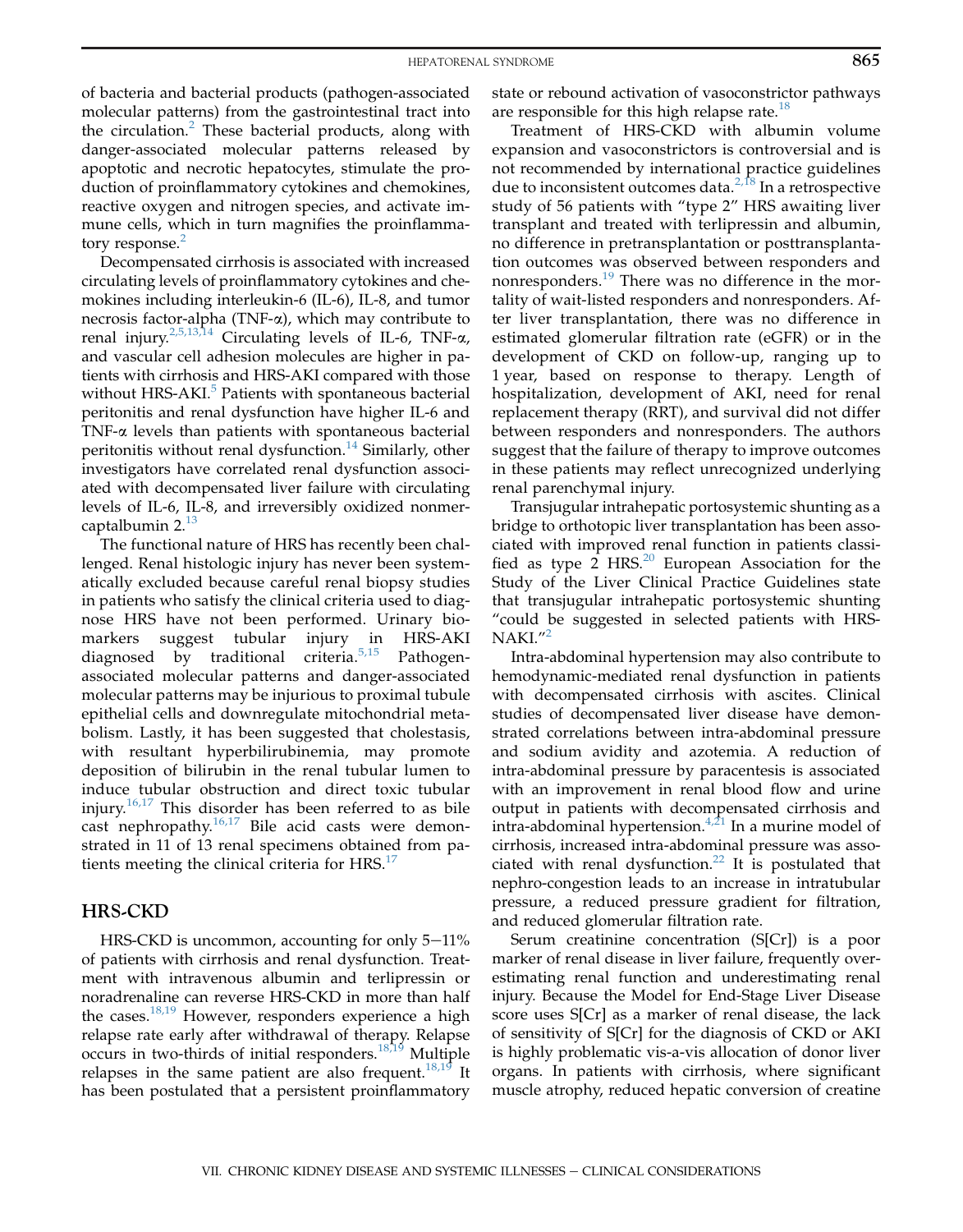of bacteria and bacterial products (pathogen-associated molecular patterns) from the gastrointestinal tract into the circulation.[2] These bacterial products, along with danger-associated molecular patterns released by apoptotic and necrotic hepatocytes, stimulate the production of proinflammatory cytokines and chemokines, reactive oxygen and nitrogen species, and activate immune cells, which in turn magnifies the proinflammatory response.[2]

Decompensated cirrhosis is associated with increased circulating levels of proinflammatory cytokines and chemokines including interleukin-6 (IL-6), IL-8, and tumor necrosis factor-alpha (TNF-α), which may contribute to renal injury.[2,5,13,14] Circulating levels of IL-6, TNF-α, and vascular cell adhesion molecules are higher in patients with cirrhosis and HRS-AKI compared with those without HRS-AKI.[5] Patients with spontaneous bacterial peritonitis and renal dysfunction have higher IL-6 and TNF-α levels than patients with spontaneous bacterial peritonitis without renal dysfunction.[14] Similarly, other investigators have correlated renal dysfunction associated with decompensated liver failure with circulating levels of IL-6, IL-8, and irreversibly oxidized nonmercaptalbumin 2.[13]

The functional nature of HRS has recently been challenged. Renal histologic injury has never been systematically excluded because careful renal biopsy studies in patients who satisfy the clinical criteria used to diagnose HRS have not been performed. Urinary biomarkers suggest tubular injury in HRS-AKI diagnosed by traditional criteria.[5,15] Pathogen-associated molecular patterns and danger-associated molecular patterns may be injurious to proximal tubule epithelial cells and downregulate mitochondrial metabolism. Lastly, it has been suggested that cholestasis, with resultant hyperbilirubinemia, may promote deposition of bilirubin in the renal tubular lumen to induce tubular obstruction and direct toxic tubular injury.[16,17] This disorder has been referred to as bile cast nephropathy.[16,17] Bile acid casts were demonstrated in 11 of 13 renal specimens obtained from patients meeting the clinical criteria for HRS.[17]

## HRS-CKD

HRS-CKD is uncommon, accounting for only 5–11% of patients with cirrhosis and renal dysfunction. Treatment with intravenous albumin and terlipressin or noradrenaline can reverse HRS-CKD in more than half the cases.[18,19] However, responders experience a high relapse rate early after withdrawal of therapy. Relapse occurs in two-thirds of initial responders.[18,19] Multiple relapses in the same patient are also frequent.[18,19] It has been postulated that a persistent proinflammatory state or rebound activation of vasoconstrictor pathways are responsible for this high relapse rate.[18]

Treatment of HRS-CKD with albumin volume expansion and vasoconstrictors is controversial and is not recommended by international practice guidelines due to inconsistent outcomes data.[2,18] In a retrospective study of 56 patients with "type 2" HRS awaiting liver transplant and treated with terlipressin and albumin, no difference in pretransplantation or posttransplantation outcomes was observed between responders and nonresponders.[19] There was no difference in the mortality of wait-listed responders and nonresponders. After liver transplantation, there was no difference in estimated glomerular filtration rate (eGFR) or in the development of CKD on follow-up, ranging up to 1 year, based on response to therapy. Length of hospitalization, development of AKI, need for renal replacement therapy (RRT), and survival did not differ between responders and nonresponders. The authors suggest that the failure of therapy to improve outcomes in these patients may reflect unrecognized underlying renal parenchymal injury.

Transjugular intrahepatic portosystemic shunting as a bridge to orthotopic liver transplantation has been associated with improved renal function in patients classified as type 2 HRS.[20] European Association for the Study of the Liver Clinical Practice Guidelines state that transjugular intrahepatic portosystemic shunting "could be suggested in selected patients with HRS-NAKI."[2]

Intra-abdominal hypertension may also contribute to hemodynamic-mediated renal dysfunction in patients with decompensated cirrhosis with ascites. Clinical studies of decompensated liver disease have demonstrated correlations between intra-abdominal pressure and sodium avidity and azotemia. A reduction of intra-abdominal pressure by paracentesis is associated with an improvement in renal blood flow and urine output in patients with decompensated cirrhosis and intra-abdominal hypertension.[4,21] In a murine model of cirrhosis, increased intra-abdominal pressure was associated with renal dysfunction.[22] It is postulated that nephro-congestion leads to an increase in intratubular pressure, a reduced pressure gradient for filtration, and reduced glomerular filtration rate.

Serum creatinine concentration (S[Cr]) is a poor marker of renal disease in liver failure, frequently overestimating renal function and underestimating renal injury. Because the Model for End-Stage Liver Disease score uses S[Cr] as a marker of renal disease, the lack of sensitivity of S[Cr] for the diagnosis of CKD or AKI is highly problematic vis-a-vis allocation of donor liver organs. In patients with cirrhosis, where significant muscle atrophy, reduced hepatic conversion of creatine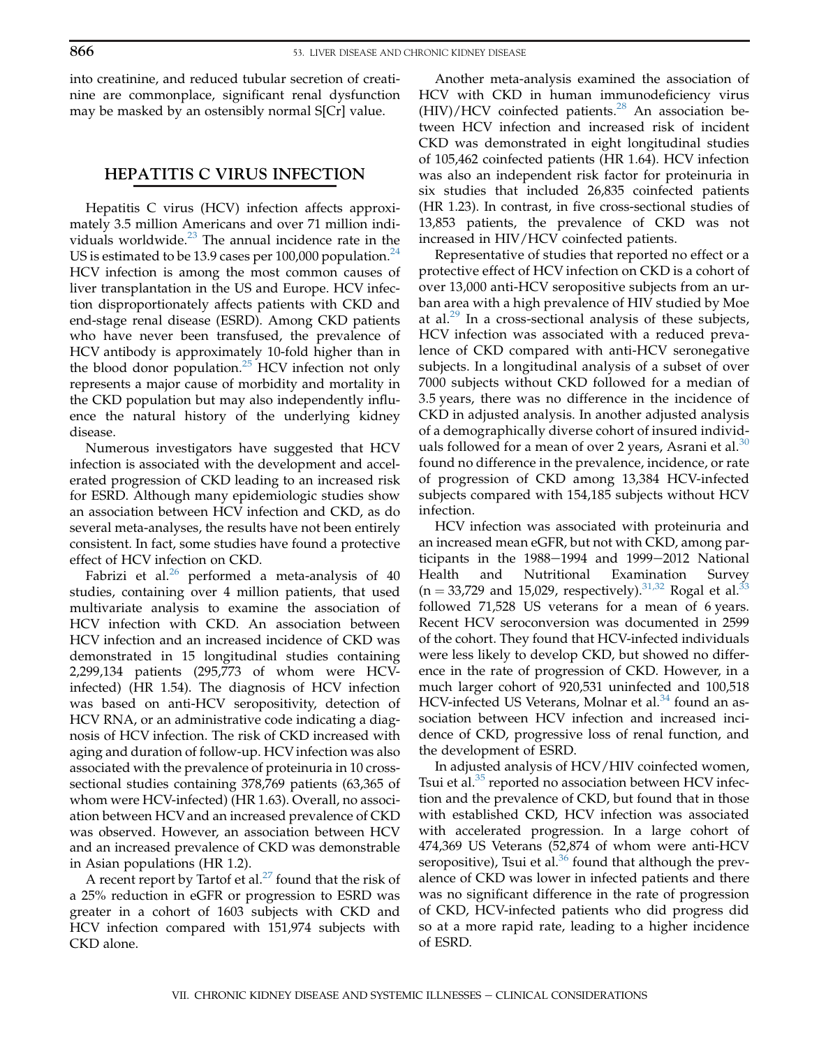into creatinine, and reduced tubular secretion of creatinine are commonplace, significant renal dysfunction may be masked by an ostensibly normal S[Cr] value.

## HEPATITIS C VIRUS INFECTION

Hepatitis C virus (HCV) infection affects approximately 3.5 million Americans and over 71 million individuals worldwide.[23] The annual incidence rate in the US is estimated to be 13.9 cases per 100,000 population.[24] HCV infection is among the most common causes of liver transplantation in the US and Europe. HCV infection disproportionately affects patients with CKD and end-stage renal disease (ESRD). Among CKD patients who have never been transfused, the prevalence of HCV antibody is approximately 10-fold higher than in the blood donor population.[25] HCV infection not only represents a major cause of morbidity and mortality in the CKD population but may also independently influence the natural history of the underlying kidney disease.

Numerous investigators have suggested that HCV infection is associated with the development and accelerated progression of CKD leading to an increased risk for ESRD. Although many epidemiologic studies show an association between HCV infection and CKD, as do several meta-analyses, the results have not been entirely consistent. In fact, some studies have found a protective effect of HCV infection on CKD.

Fabrizi et al.[26] performed a meta-analysis of 40 studies, containing over 4 million patients, that used multivariate analysis to examine the association of HCV infection with CKD. An association between HCV infection and an increased incidence of CKD was demonstrated in 15 longitudinal studies containing 2,299,134 patients (295,773 of whom were HCV-infected) (HR 1.54). The diagnosis of HCV infection was based on anti-HCV seropositivity, detection of HCV RNA, or an administrative code indicating a diagnosis of HCV infection. The risk of CKD increased with aging and duration of follow-up. HCV infection was also associated with the prevalence of proteinuria in 10 cross-sectional studies containing 378,769 patients (63,365 of whom were HCV-infected) (HR 1.63). Overall, no association between HCV and an increased prevalence of CKD was observed. However, an association between HCV and an increased prevalence of CKD was demonstrable in Asian populations (HR 1.2).

A recent report by Tartof et al.[27] found that the risk of a 25% reduction in eGFR or progression to ESRD was greater in a cohort of 1603 subjects with CKD and HCV infection compared with 151,974 subjects with CKD alone.

Another meta-analysis examined the association of HCV with CKD in human immunodeficiency virus (HIV)/HCV coinfected patients.[28] An association between HCV infection and increased risk of incident CKD was demonstrated in eight longitudinal studies of 105,462 coinfected patients (HR 1.64). HCV infection was also an independent risk factor for proteinuria in six studies that included 26,835 coinfected patients (HR 1.23). In contrast, in five cross-sectional studies of 13,853 patients, the prevalence of CKD was not increased in HIV/HCV coinfected patients.

Representative of studies that reported no effect or a protective effect of HCV infection on CKD is a cohort of over 13,000 anti-HCV seropositive subjects from an urban area with a high prevalence of HIV studied by Moe at al.[29] In a cross-sectional analysis of these subjects, HCV infection was associated with a reduced prevalence of CKD compared with anti-HCV seronegative subjects. In a longitudinal analysis of a subset of over 7000 subjects without CKD followed for a median of 3.5 years, there was no difference in the incidence of CKD in adjusted analysis. In another adjusted analysis of a demographically diverse cohort of insured individuals followed for a mean of over 2 years, Asrani et al.[30] found no difference in the prevalence, incidence, or rate of progression of CKD among 13,384 HCV-infected subjects compared with 154,185 subjects without HCV infection.

HCV infection was associated with proteinuria and an increased mean eGFR, but not with CKD, among participants in the 1988−1994 and 1999−2012 National Health and Nutritional Examination Survey ($n = 33{,}729$ and 15,029, respectively).[31,32] Rogal et al.[33] followed 71,528 US veterans for a mean of 6 years. Recent HCV seroconversion was documented in 2599 of the cohort. They found that HCV-infected individuals were less likely to develop CKD, but showed no difference in the rate of progression of CKD. However, in a much larger cohort of 920,531 uninfected and 100,518 HCV-infected US Veterans, Molnar et al.[34] found an association between HCV infection and increased incidence of CKD, progressive loss of renal function, and the development of ESRD.

In adjusted analysis of HCV/HIV coinfected women, Tsui et al.[35] reported no association between HCV infection and the prevalence of CKD, but found that in those with established CKD, HCV infection was associated with accelerated progression. In a large cohort of 474,369 US Veterans (52,874 of whom were anti-HCV seropositive), Tsui et al.[36] found that although the prevalence of CKD was lower in infected patients and there was no significant difference in the rate of progression of CKD, HCV-infected patients who did progress did so at a more rapid rate, leading to a higher incidence of ESRD.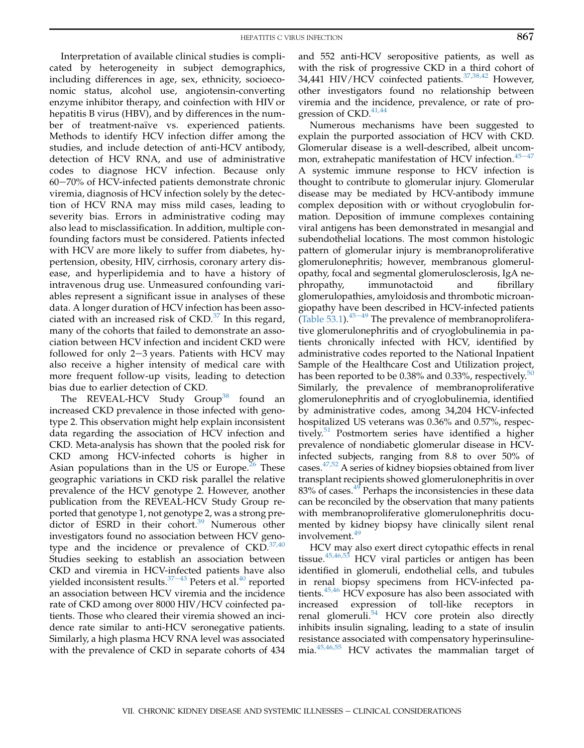Interpretation of available clinical studies is complicated by heterogeneity in subject demographics, including differences in age, sex, ethnicity, socioeconomic status, alcohol use, angiotensin-converting enzyme inhibitor therapy, and coinfection with HIV or hepatitis B virus (HBV), and by differences in the number of treatment-naïve vs. experienced patients. Methods to identify HCV infection differ among the studies, and include detection of anti-HCV antibody, detection of HCV RNA, and use of administrative codes to diagnose HCV infection. Because only 60–70% of HCV-infected patients demonstrate chronic viremia, diagnosis of HCV infection solely by the detection of HCV RNA may miss mild cases, leading to severity bias. Errors in administrative coding may also lead to misclassification. In addition, multiple confounding factors must be considered. Patients infected with HCV are more likely to suffer from diabetes, hypertension, obesity, HIV, cirrhosis, coronary artery disease, and hyperlipidemia and to have a history of intravenous drug use. Unmeasured confounding variables represent a significant issue in analyses of these data. A longer duration of HCV infection has been associated with an increased risk of CKD.[37] In this regard, many of the cohorts that failed to demonstrate an association between HCV infection and incident CKD were followed for only 2–3 years. Patients with HCV may also receive a higher intensity of medical care with more frequent follow-up visits, leading to detection bias due to earlier detection of CKD.

The REVEAL-HCV Study Group[38] found an increased CKD prevalence in those infected with genotype 2. This observation might help explain inconsistent data regarding the association of HCV infection and CKD. Meta-analysis has shown that the pooled risk for CKD among HCV-infected cohorts is higher in Asian populations than in the US or Europe.[26] These geographic variations in CKD risk parallel the relative prevalence of the HCV genotype 2. However, another publication from the REVEAL-HCV Study Group reported that genotype 1, not genotype 2, was a strong predictor of ESRD in their cohort.[39] Numerous other investigators found no association between HCV genotype and the incidence or prevalence of CKD.[37,40] Studies seeking to establish an association between CKD and viremia in HCV-infected patients have also yielded inconsistent results.[37–43] Peters et al.[40] reported an association between HCV viremia and the incidence rate of CKD among over 8000 HIV/HCV coinfected patients. Those who cleared their viremia showed an incidence rate similar to anti-HCV seronegative patients. Similarly, a high plasma HCV RNA level was associated with the prevalence of CKD in separate cohorts of 434 and 552 anti-HCV seropositive patients, as well as with the risk of progressive CKD in a third cohort of 34,441 HIV/HCV coinfected patients.[37,38,42] However, other investigators found no relationship between viremia and the incidence, prevalence, or rate of progression of CKD.[41,44]

Numerous mechanisms have been suggested to explain the purported association of HCV with CKD. Glomerular disease is a well-described, albeit uncommon, extrahepatic manifestation of HCV infection.[45–47] A systemic immune response to HCV infection is thought to contribute to glomerular injury. Glomerular disease may be mediated by HCV-antibody immune complex deposition with or without cryoglobulin formation. Deposition of immune complexes containing viral antigens has been demonstrated in mesangial and subendothelial locations. The most common histologic pattern of glomerular injury is membranoproliferative glomerulonephritis; however, membranous glomerulopathy, focal and segmental glomerulosclerosis, IgA nephropathy, immunotactoid and fibrillary glomerulopathies, amyloidosis and thrombotic microangiopathy have been described in HCV-infected patients (Table 53.1).[45–49] The prevalence of membranoproliferative glomerulonephritis and of cryoglobulinemia in patients chronically infected with HCV, identified by administrative codes reported to the National Inpatient Sample of the Healthcare Cost and Utilization project, has been reported to be 0.38% and 0.33%, respectively.[50] Similarly, the prevalence of membranoproliferative glomerulonephritis and of cryoglobulinemia, identified by administrative codes, among 34,204 HCV-infected hospitalized US veterans was 0.36% and 0.57%, respectively.[51] Postmortem series have identified a higher prevalence of nondiabetic glomerular disease in HCV-infected subjects, ranging from 8.8 to over 50% of cases.[47,52] A series of kidney biopsies obtained from liver transplant recipients showed glomerulonephritis in over 83% of cases.[49] Perhaps the inconsistencies in these data can be reconciled by the observation that many patients with membranoproliferative glomerulonephritis documented by kidney biopsy have clinically silent renal involvement.[49]

HCV may also exert direct cytopathic effects in renal tissue.[45,46,53] HCV viral particles or antigen has been identified in glomeruli, endothelial cells, and tubules in renal biopsy specimens from HCV-infected patients.[45,46] HCV exposure has also been associated with increased expression of toll-like receptors in renal glomeruli.[54] HCV core protein also directly inhibits insulin signaling, leading to a state of insulin resistance associated with compensatory hyperinsulinemia.[45,46,55] HCV activates the mammalian target of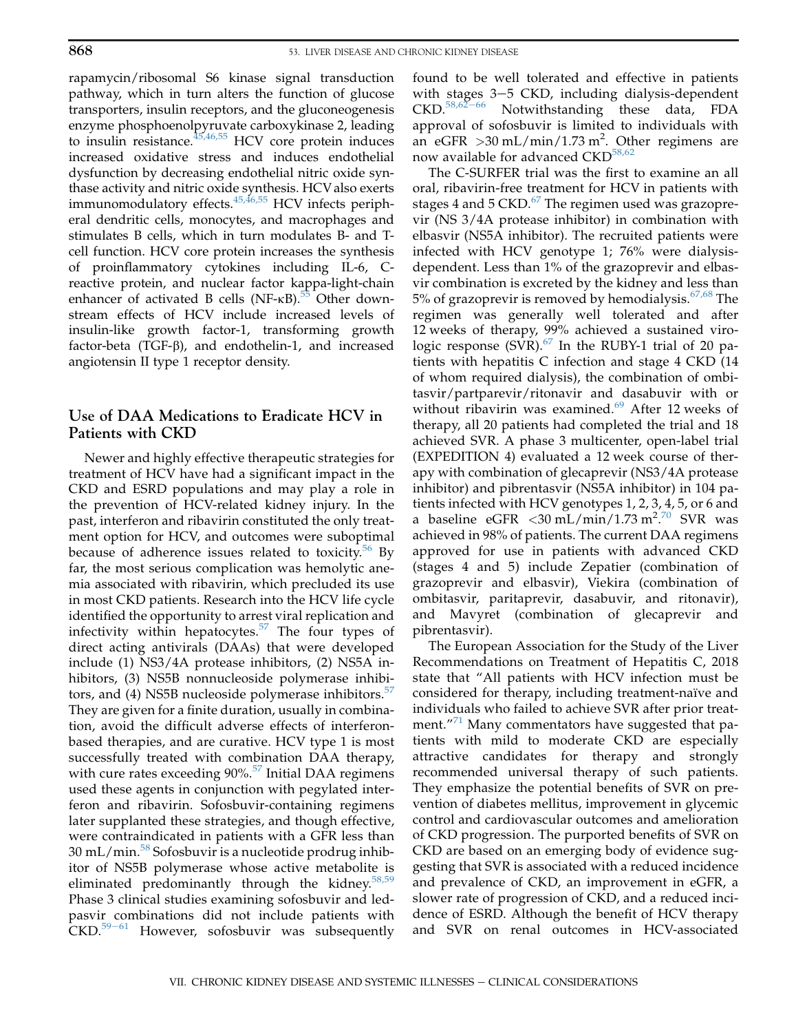rapamycin/ribosomal S6 kinase signal transduction pathway, which in turn alters the function of glucose transporters, insulin receptors, and the gluconeogenesis enzyme phosphoenolpyruvate carboxykinase 2, leading to insulin resistance.[45,46,55] HCV core protein induces increased oxidative stress and induces endothelial dysfunction by decreasing endothelial nitric oxide synthase activity and nitric oxide synthesis. HCV also exerts immunomodulatory effects.[45,46,55] HCV infects peripheral dendritic cells, monocytes, and macrophages and stimulates B cells, which in turn modulates B- and T-cell function. HCV core protein increases the synthesis of proinflammatory cytokines including IL-6, C-reactive protein, and nuclear factor kappa-light-chain enhancer of activated B cells (NF-κB).[55] Other downstream effects of HCV include increased levels of insulin-like growth factor-1, transforming growth factor-beta (TGF-β), and endothelin-1, and increased angiotensin II type 1 receptor density.

## Use of DAA Medications to Eradicate HCV in Patients with CKD

Newer and highly effective therapeutic strategies for treatment of HCV have had a significant impact in the CKD and ESRD populations and may play a role in the prevention of HCV-related kidney injury. In the past, interferon and ribavirin constituted the only treatment option for HCV, and outcomes were suboptimal because of adherence issues related to toxicity.[56] By far, the most serious complication was hemolytic anemia associated with ribavirin, which precluded its use in most CKD patients. Research into the HCV life cycle identified the opportunity to arrest viral replication and infectivity within hepatocytes.[57] The four types of direct acting antivirals (DAAs) that were developed include (1) NS3/4A protease inhibitors, (2) NS5A inhibitors, (3) NS5B nonnucleoside polymerase inhibitors, and (4) NS5B nucleoside polymerase inhibitors.[57] They are given for a finite duration, usually in combination, avoid the difficult adverse effects of interferon-based therapies, and are curative. HCV type 1 is most successfully treated with combination DAA therapy, with cure rates exceeding 90%.[57] Initial DAA regimens used these agents in conjunction with pegylated interferon and ribavirin. Sofosbuvir-containing regimens later supplanted these strategies, and though effective, were contraindicated in patients with a GFR less than 30 mL/min.[58] Sofosbuvir is a nucleotide prodrug inhibitor of NS5B polymerase whose active metabolite is eliminated predominantly through the kidney.[58,59] Phase 3 clinical studies examining sofosbuvir and ledpasvir combinations did not include patients with CKD.[59–61] However, sofosbuvir was subsequently found to be well tolerated and effective in patients with stages 3–5 CKD, including dialysis-dependent CKD.[58,62–66] Notwithstanding these data, FDA approval of sofosbuvir is limited to individuals with an eGFR >30 mL/min/1.73 m$^2$. Other regimens are now available for advanced CKD[58,62]

The C-SURFER trial was the first to examine an all oral, ribavirin-free treatment for HCV in patients with stages 4 and 5 CKD.[67] The regimen used was grazoprevir (NS 3/4A protease inhibitor) in combination with elbasvir (NS5A inhibitor). The recruited patients were infected with HCV genotype 1; 76% were dialysis-dependent. Less than 1% of the grazoprevir and elbasvir combination is excreted by the kidney and less than 5% of grazoprevir is removed by hemodialysis.[67,68] The regimen was generally well tolerated and after 12 weeks of therapy, 99% achieved a sustained virologic response (SVR).[67] In the RUBY-1 trial of 20 patients with hepatitis C infection and stage 4 CKD (14 of whom required dialysis), the combination of ombitasvir/partparevir/ritonavir and dasabuvir with or without ribavirin was examined.[69] After 12 weeks of therapy, all 20 patients had completed the trial and 18 achieved SVR. A phase 3 multicenter, open-label trial (EXPEDITION 4) evaluated a 12 week course of therapy with combination of glecaprevir (NS3/4A protease inhibitor) and pibrentasvir (NS5A inhibitor) in 104 patients infected with HCV genotypes 1, 2, 3, 4, 5, or 6 and a baseline eGFR <30 mL/min/1.73 m$^2$.[70] SVR was achieved in 98% of patients. The current DAA regimens approved for use in patients with advanced CKD (stages 4 and 5) include Zepatier (combination of grazoprevir and elbasvir), Viekira (combination of ombitasvir, paritaprevir, dasabuvir, and ritonavir), and Mavyret (combination of glecaprevir and pibrentasvir).

The European Association for the Study of the Liver Recommendations on Treatment of Hepatitis C, 2018 state that "All patients with HCV infection must be considered for therapy, including treatment-naïve and individuals who failed to achieve SVR after prior treatment."[71] Many commentators have suggested that patients with mild to moderate CKD are especially attractive candidates for therapy and strongly recommended universal therapy of such patients. They emphasize the potential benefits of SVR on prevention of diabetes mellitus, improvement in glycemic control and cardiovascular outcomes and amelioration of CKD progression. The purported benefits of SVR on CKD are based on an emerging body of evidence suggesting that SVR is associated with a reduced incidence and prevalence of CKD, an improvement in eGFR, a slower rate of progression of CKD, and a reduced incidence of ESRD. Although the benefit of HCV therapy and SVR on renal outcomes in HCV-associated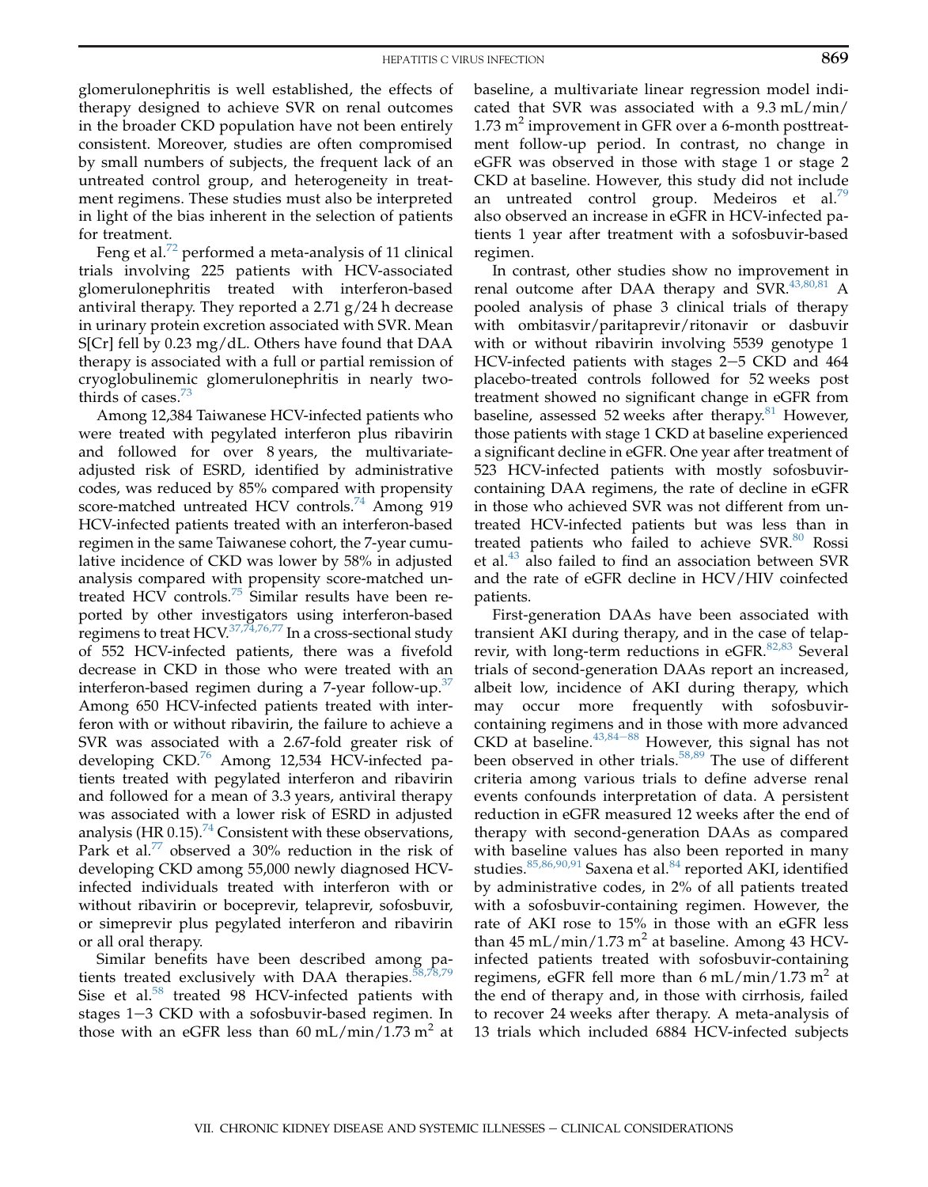glomerulonephritis is well established, the effects of therapy designed to achieve SVR on renal outcomes in the broader CKD population have not been entirely consistent. Moreover, studies are often compromised by small numbers of subjects, the frequent lack of an untreated control group, and heterogeneity in treatment regimens. These studies must also be interpreted in light of the bias inherent in the selection of patients for treatment.

Feng et al.[72] performed a meta-analysis of 11 clinical trials involving 225 patients with HCV-associated glomerulonephritis treated with interferon-based antiviral therapy. They reported a 2.71 g/24 h decrease in urinary protein excretion associated with SVR. Mean S[Cr] fell by 0.23 mg/dL. Others have found that DAA therapy is associated with a full or partial remission of cryoglobulinemic glomerulonephritis in nearly two-thirds of cases.[73]

Among 12,384 Taiwanese HCV-infected patients who were treated with pegylated interferon plus ribavirin and followed for over 8 years, the multivariate-adjusted risk of ESRD, identified by administrative codes, was reduced by 85% compared with propensity score-matched untreated HCV controls.[74] Among 919 HCV-infected patients treated with an interferon-based regimen in the same Taiwanese cohort, the 7-year cumulative incidence of CKD was lower by 58% in adjusted analysis compared with propensity score-matched untreated HCV controls.[75] Similar results have been reported by other investigators using interferon-based regimens to treat HCV.[37,74,76,77] In a cross-sectional study of 552 HCV-infected patients, there was a fivefold decrease in CKD in those who were treated with an interferon-based regimen during a 7-year follow-up.[37] Among 650 HCV-infected patients treated with interferon with or without ribavirin, the failure to achieve a SVR was associated with a 2.67-fold greater risk of developing CKD.[76] Among 12,534 HCV-infected patients treated with pegylated interferon and ribavirin and followed for a mean of 3.3 years, antiviral therapy was associated with a lower risk of ESRD in adjusted analysis (HR 0.15).[74] Consistent with these observations, Park et al.[77] observed a 30% reduction in the risk of developing CKD among 55,000 newly diagnosed HCV-infected individuals treated with interferon with or without ribavirin or boceprevir, telaprevir, sofosbuvir, or simeprevir plus pegylated interferon and ribavirin or all oral therapy.

Similar benefits have been described among patients treated exclusively with DAA therapies.[58,78,79] Sise et al.[58] treated 98 HCV-infected patients with stages 1−3 CKD with a sofosbuvir-based regimen. In those with an eGFR less than 60 mL/min/1.73 $m^2$ at baseline, a multivariate linear regression model indicated that SVR was associated with a 9.3 mL/min/1.73 $m^2$ improvement in GFR over a 6-month posttreatment follow-up period. In contrast, no change in eGFR was observed in those with stage 1 or stage 2 CKD at baseline. However, this study did not include an untreated control group. Medeiros et al.[79] also observed an increase in eGFR in HCV-infected patients 1 year after treatment with a sofosbuvir-based regimen.

In contrast, other studies show no improvement in renal outcome after DAA therapy and SVR.[43,80,81] A pooled analysis of phase 3 clinical trials of therapy with ombitasvir/paritaprevir/ritonavir or dasbuvir with or without ribavirin involving 5539 genotype 1 HCV-infected patients with stages 2−5 CKD and 464 placebo-treated controls followed for 52 weeks post treatment showed no significant change in eGFR from baseline, assessed 52 weeks after therapy.[81] However, those patients with stage 1 CKD at baseline experienced a significant decline in eGFR. One year after treatment of 523 HCV-infected patients with mostly sofosbuvir-containing DAA regimens, the rate of decline in eGFR in those who achieved SVR was not different from untreated HCV-infected patients but was less than in treated patients who failed to achieve SVR.[80] Rossi et al.[43] also failed to find an association between SVR and the rate of eGFR decline in HCV/HIV coinfected patients.

First-generation DAAs have been associated with transient AKI during therapy, and in the case of telaprevir, with long-term reductions in eGFR.[82,83] Several trials of second-generation DAAs report an increased, albeit low, incidence of AKI during therapy, which may occur more frequently with sofosbuvir-containing regimens and in those with more advanced CKD at baseline.[43,84−88] However, this signal has not been observed in other trials.[58,89] The use of different criteria among various trials to define adverse renal events confounds interpretation of data. A persistent reduction in eGFR measured 12 weeks after the end of therapy with second-generation DAAs as compared with baseline values has also been reported in many studies.[85,86,90,91] Saxena et al.[84] reported AKI, identified by administrative codes, in 2% of all patients treated with a sofosbuvir-containing regimen. However, the rate of AKI rose to 15% in those with an eGFR less than 45 mL/min/1.73 $m^2$ at baseline. Among 43 HCV-infected patients treated with sofosbuvir-containing regimens, eGFR fell more than 6 mL/min/1.73 $m^2$ at the end of therapy and, in those with cirrhosis, failed to recover 24 weeks after therapy. A meta-analysis of 13 trials which included 6884 HCV-infected subjects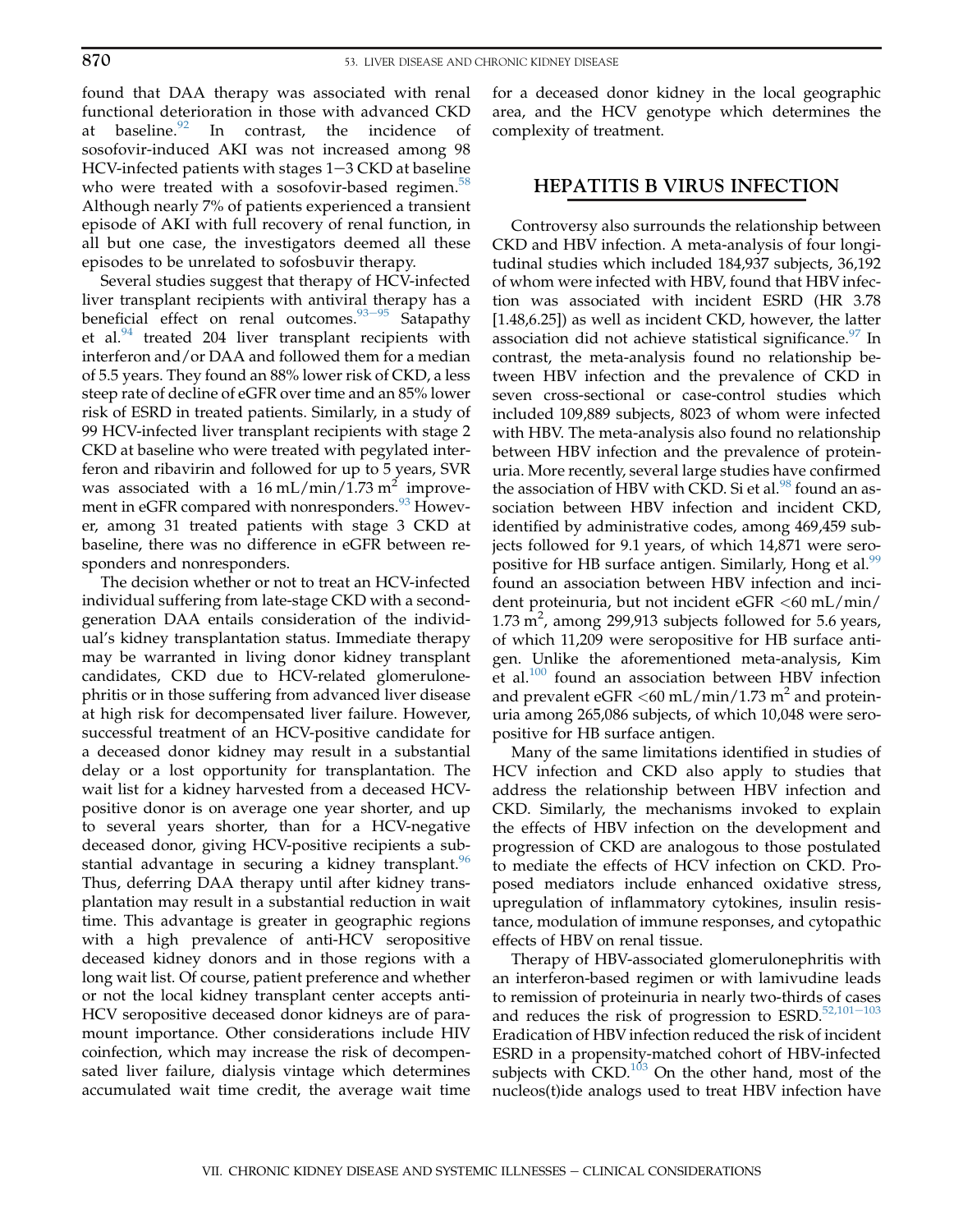found that DAA therapy was associated with renal functional deterioration in those with advanced CKD at baseline.[92] In contrast, the incidence of sosofovir-induced AKI was not increased among 98 HCV-infected patients with stages 1–3 CKD at baseline who were treated with a sosofovir-based regimen.[58] Although nearly 7% of patients experienced a transient episode of AKI with full recovery of renal function, in all but one case, the investigators deemed all these episodes to be unrelated to sofosbuvir therapy.

Several studies suggest that therapy of HCV-infected liver transplant recipients with antiviral therapy has a beneficial effect on renal outcomes.[93–95] Satapathy et al.[94] treated 204 liver transplant recipients with interferon and/or DAA and followed them for a median of 5.5 years. They found an 88% lower risk of CKD, a less steep rate of decline of eGFR over time and an 85% lower risk of ESRD in treated patients. Similarly, in a study of 99 HCV-infected liver transplant recipients with stage 2 CKD at baseline who were treated with pegylated interferon and ribavirin and followed for up to 5 years, SVR was associated with a 16 mL/min/1.73 $m^2$ improvement in eGFR compared with nonresponders.[93] However, among 31 treated patients with stage 3 CKD at baseline, there was no difference in eGFR between responders and nonresponders.

The decision whether or not to treat an HCV-infected individual suffering from late-stage CKD with a second-generation DAA entails consideration of the individual's kidney transplantation status. Immediate therapy may be warranted in living donor kidney transplant candidates, CKD due to HCV-related glomerulonephritis or in those suffering from advanced liver disease at high risk for decompensated liver failure. However, successful treatment of an HCV-positive candidate for a deceased donor kidney may result in a substantial delay or a lost opportunity for transplantation. The wait list for a kidney harvested from a deceased HCV-positive donor is on average one year shorter, and up to several years shorter, than for a HCV-negative deceased donor, giving HCV-positive recipients a substantial advantage in securing a kidney transplant.[96] Thus, deferring DAA therapy until after kidney transplantation may result in a substantial reduction in wait time. This advantage is greater in geographic regions with a high prevalence of anti-HCV seropositive deceased kidney donors and in those regions with a long wait list. Of course, patient preference and whether or not the local kidney transplant center accepts anti-HCV seropositive deceased donor kidneys are of paramount importance. Other considerations include HIV coinfection, which may increase the risk of decompensated liver failure, dialysis vintage which determines accumulated wait time credit, the average wait time for a deceased donor kidney in the local geographic area, and the HCV genotype which determines the complexity of treatment.

## HEPATITIS B VIRUS INFECTION

Controversy also surrounds the relationship between CKD and HBV infection. A meta-analysis of four longitudinal studies which included 184,937 subjects, 36,192 of whom were infected with HBV, found that HBV infection was associated with incident ESRD (HR 3.78 [1.48,6.25]) as well as incident CKD, however, the latter association did not achieve statistical significance.[97] In contrast, the meta-analysis found no relationship between HBV infection and the prevalence of CKD in seven cross-sectional or case-control studies which included 109,889 subjects, 8023 of whom were infected with HBV. The meta-analysis also found no relationship between HBV infection and the prevalence of proteinuria. More recently, several large studies have confirmed the association of HBV with CKD. Si et al.[98] found an association between HBV infection and incident CKD, identified by administrative codes, among 469,459 subjects followed for 9.1 years, of which 14,871 were seropositive for HB surface antigen. Similarly, Hong et al.[99] found an association between HBV infection and incident proteinuria, but not incident eGFR <60 mL/min/1.73 $m^2$, among 299,913 subjects followed for 5.6 years, of which 11,209 were seropositive for HB surface antigen. Unlike the aforementioned meta-analysis, Kim et al.[100] found an association between HBV infection and prevalent eGFR <60 mL/min/1.73 $m^2$ and proteinuria among 265,086 subjects, of which 10,048 were seropositive for HB surface antigen.

Many of the same limitations identified in studies of HCV infection and CKD also apply to studies that address the relationship between HBV infection and CKD. Similarly, the mechanisms invoked to explain the effects of HBV infection on the development and progression of CKD are analogous to those postulated to mediate the effects of HCV infection on CKD. Proposed mediators include enhanced oxidative stress, upregulation of inflammatory cytokines, insulin resistance, modulation of immune responses, and cytopathic effects of HBV on renal tissue.

Therapy of HBV-associated glomerulonephritis with an interferon-based regimen or with lamivudine leads to remission of proteinuria in nearly two-thirds of cases and reduces the risk of progression to ESRD.[52,101–103] Eradication of HBV infection reduced the risk of incident ESRD in a propensity-matched cohort of HBV-infected subjects with CKD.[103] On the other hand, most of the nucleos(t)ide analogs used to treat HBV infection have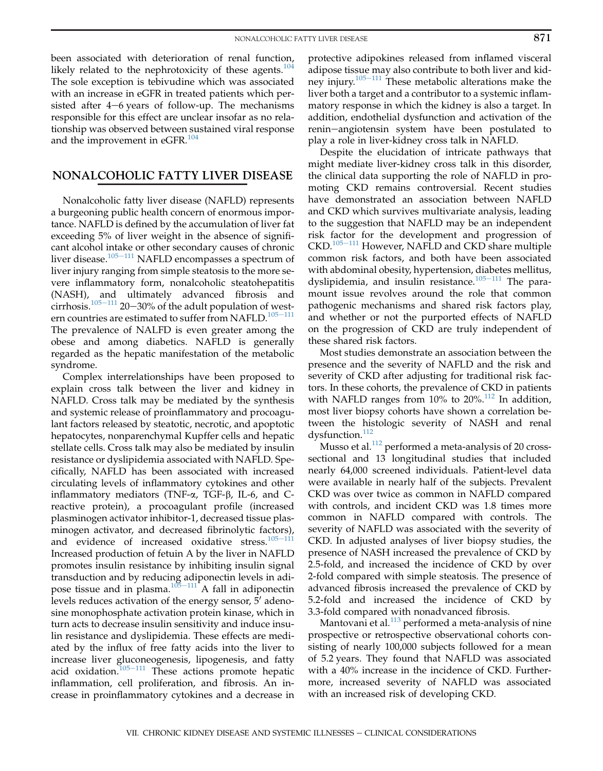been associated with deterioration of renal function, likely related to the nephrotoxicity of these agents.[104] The sole exception is tebivudine which was associated with an increase in eGFR in treated patients which persisted after 4–6 years of follow-up. The mechanisms responsible for this effect are unclear insofar as no relationship was observed between sustained viral response and the improvement in eGFR.[104]

## NONALCOHOLIC FATTY LIVER DISEASE

Nonalcoholic fatty liver disease (NAFLD) represents a burgeoning public health concern of enormous importance. NAFLD is defined by the accumulation of liver fat exceeding 5% of liver weight in the absence of significant alcohol intake or other secondary causes of chronic liver disease.[105–111] NAFLD encompasses a spectrum of liver injury ranging from simple steatosis to the more severe inflammatory form, nonalcoholic steatohepatitis (NASH), and ultimately advanced fibrosis and cirrhosis.[105–111] 20–30% of the adult population of western countries are estimated to suffer from NAFLD.[105–111] The prevalence of NALFD is even greater among the obese and among diabetics. NAFLD is generally regarded as the hepatic manifestation of the metabolic syndrome.

Complex interrelationships have been proposed to explain cross talk between the liver and kidney in NAFLD. Cross talk may be mediated by the synthesis and systemic release of proinflammatory and procoagulant factors released by steatotic, necrotic, and apoptotic hepatocytes, nonparenchymal Kupffer cells and hepatic stellate cells. Cross talk may also be mediated by insulin resistance or dyslipidemia associated with NAFLD. Specifically, NAFLD has been associated with increased circulating levels of inflammatory cytokines and other inflammatory mediators (TNF-α, TGF-β, IL-6, and C-reactive protein), a procoagulant profile (increased plasminogen activator inhibitor-1, decreased tissue plasminogen activator, and decreased fibrinolytic factors), and evidence of increased oxidative stress.[105–111] Increased production of fetuin A by the liver in NAFLD promotes insulin resistance by inhibiting insulin signal transduction and by reducing adiponectin levels in adipose tissue and in plasma.[105–111] A fall in adiponectin levels reduces activation of the energy sensor, 5′ adenosine monophosphate activation protein kinase, which in turn acts to decrease insulin sensitivity and induce insulin resistance and dyslipidemia. These effects are mediated by the influx of free fatty acids into the liver to increase liver gluconeogenesis, lipogenesis, and fatty acid oxidation.[105–111] These actions promote hepatic inflammation, cell proliferation, and fibrosis. An increase in proinflammatory cytokines and a decrease in protective adipokines released from inflamed visceral adipose tissue may also contribute to both liver and kidney injury.[105–111] These metabolic alterations make the liver both a target and a contributor to a systemic inflammatory response in which the kidney is also a target. In addition, endothelial dysfunction and activation of the renin–angiotensin system have been postulated to play a role in liver-kidney cross talk in NAFLD.

Despite the elucidation of intricate pathways that might mediate liver-kidney cross talk in this disorder, the clinical data supporting the role of NAFLD in promoting CKD remains controversial. Recent studies have demonstrated an association between NAFLD and CKD which survives multivariate analysis, leading to the suggestion that NAFLD may be an independent risk factor for the development and progression of CKD.[105–111] However, NAFLD and CKD share multiple common risk factors, and both have been associated with abdominal obesity, hypertension, diabetes mellitus, dyslipidemia, and insulin resistance.[105–111] The paramount issue revolves around the role that common pathogenic mechanisms and shared risk factors play, and whether or not the purported effects of NAFLD on the progression of CKD are truly independent of these shared risk factors.

Most studies demonstrate an association between the presence and the severity of NAFLD and the risk and severity of CKD after adjusting for traditional risk factors. In these cohorts, the prevalence of CKD in patients with NAFLD ranges from 10% to 20%.[112] In addition, most liver biopsy cohorts have shown a correlation between the histologic severity of NASH and renal dysfunction.[112]

Musso et al.[112] performed a meta-analysis of 20 cross-sectional and 13 longitudinal studies that included nearly 64,000 screened individuals. Patient-level data were available in nearly half of the subjects. Prevalent CKD was over twice as common in NAFLD compared with controls, and incident CKD was 1.8 times more common in NAFLD compared with controls. The severity of NAFLD was associated with the severity of CKD. In adjusted analyses of liver biopsy studies, the presence of NASH increased the prevalence of CKD by 2.5-fold, and increased the incidence of CKD by over 2-fold compared with simple steatosis. The presence of advanced fibrosis increased the prevalence of CKD by 5.2-fold and increased the incidence of CKD by 3.3-fold compared with nonadvanced fibrosis.

Mantovani et al.[113] performed a meta-analysis of nine prospective or retrospective observational cohorts consisting of nearly 100,000 subjects followed for a mean of 5.2 years. They found that NAFLD was associated with a 40% increase in the incidence of CKD. Furthermore, increased severity of NAFLD was associated with an increased risk of developing CKD.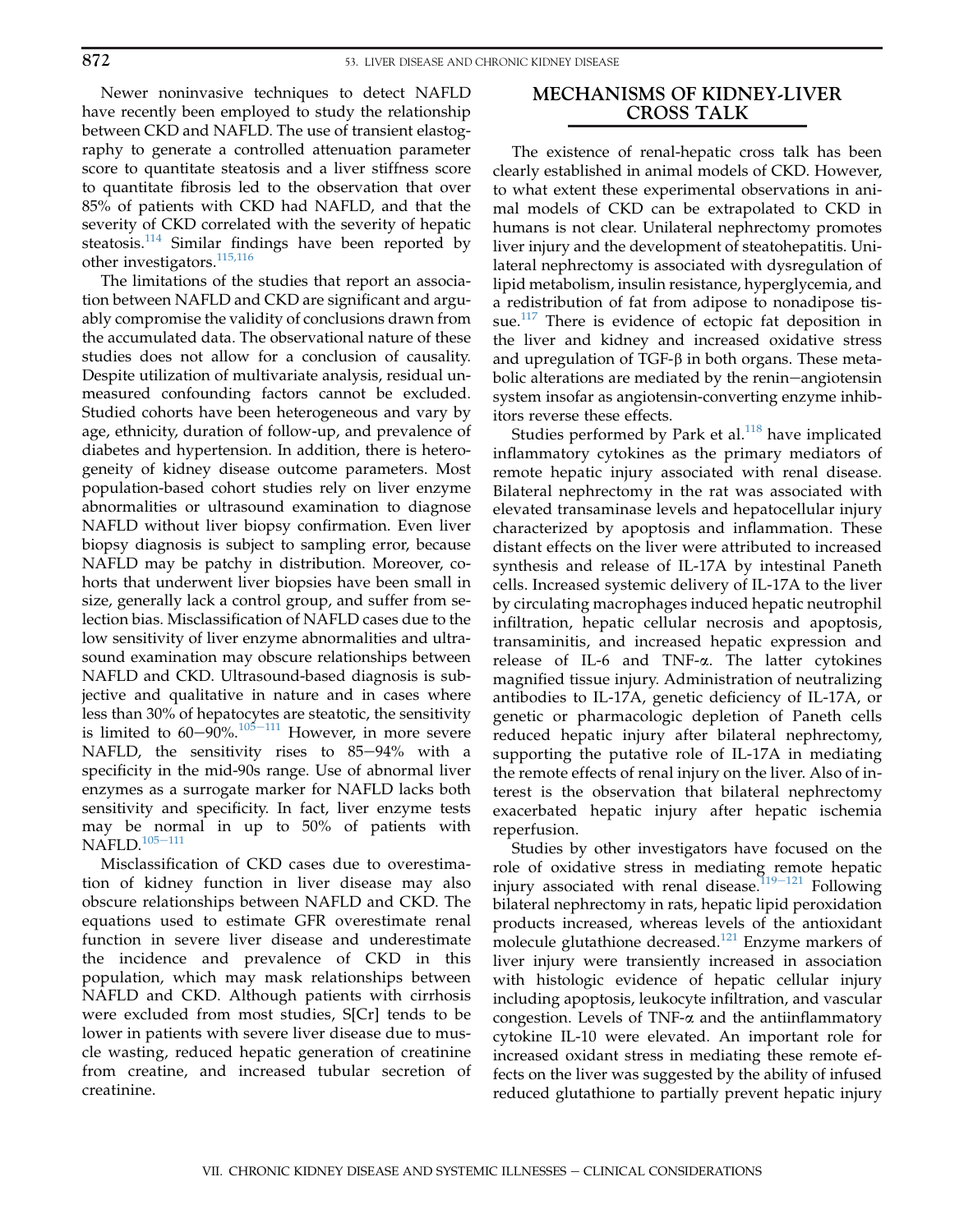Newer noninvasive techniques to detect NAFLD have recently been employed to study the relationship between CKD and NAFLD. The use of transient elastography to generate a controlled attenuation parameter score to quantitate steatosis and a liver stiffness score to quantitate fibrosis led to the observation that over 85% of patients with CKD had NAFLD, and that the severity of CKD correlated with the severity of hepatic steatosis.[114] Similar findings have been reported by other investigators.[115,116]

The limitations of the studies that report an association between NAFLD and CKD are significant and arguably compromise the validity of conclusions drawn from the accumulated data. The observational nature of these studies does not allow for a conclusion of causality. Despite utilization of multivariate analysis, residual unmeasured confounding factors cannot be excluded. Studied cohorts have been heterogeneous and vary by age, ethnicity, duration of follow-up, and prevalence of diabetes and hypertension. In addition, there is heterogeneity of kidney disease outcome parameters. Most population-based cohort studies rely on liver enzyme abnormalities or ultrasound examination to diagnose NAFLD without liver biopsy confirmation. Even liver biopsy diagnosis is subject to sampling error, because NAFLD may be patchy in distribution. Moreover, cohorts that underwent liver biopsies have been small in size, generally lack a control group, and suffer from selection bias. Misclassification of NAFLD cases due to the low sensitivity of liver enzyme abnormalities and ultrasound examination may obscure relationships between NAFLD and CKD. Ultrasound-based diagnosis is subjective and qualitative in nature and in cases where less than 30% of hepatocytes are steatotic, the sensitivity is limited to 60−90%.[105−111] However, in more severe NAFLD, the sensitivity rises to 85−94% with a specificity in the mid-90s range. Use of abnormal liver enzymes as a surrogate marker for NAFLD lacks both sensitivity and specificity. In fact, liver enzyme tests may be normal in up to 50% of patients with NAFLD.[105−111]

Misclassification of CKD cases due to overestimation of kidney function in liver disease may also obscure relationships between NAFLD and CKD. The equations used to estimate GFR overestimate renal function in severe liver disease and underestimate the incidence and prevalence of CKD in this population, which may mask relationships between NAFLD and CKD. Although patients with cirrhosis were excluded from most studies, S[Cr] tends to be lower in patients with severe liver disease due to muscle wasting, reduced hepatic generation of creatinine from creatine, and increased tubular secretion of creatinine.

## MECHANISMS OF KIDNEY-LIVER CROSS TALK

The existence of renal-hepatic cross talk has been clearly established in animal models of CKD. However, to what extent these experimental observations in animal models of CKD can be extrapolated to CKD in humans is not clear. Unilateral nephrectomy promotes liver injury and the development of steatohepatitis. Unilateral nephrectomy is associated with dysregulation of lipid metabolism, insulin resistance, hyperglycemia, and a redistribution of fat from adipose to nonadipose tissue.[117] There is evidence of ectopic fat deposition in the liver and kidney and increased oxidative stress and upregulation of TGF-β in both organs. These metabolic alterations are mediated by the renin−angiotensin system insofar as angiotensin-converting enzyme inhibitors reverse these effects.

Studies performed by Park et al.[118] have implicated inflammatory cytokines as the primary mediators of remote hepatic injury associated with renal disease. Bilateral nephrectomy in the rat was associated with elevated transaminase levels and hepatocellular injury characterized by apoptosis and inflammation. These distant effects on the liver were attributed to increased synthesis and release of IL-17A by intestinal Paneth cells. Increased systemic delivery of IL-17A to the liver by circulating macrophages induced hepatic neutrophil infiltration, hepatic cellular necrosis and apoptosis, transaminitis, and increased hepatic expression and release of IL-6 and TNF-α. The latter cytokines magnified tissue injury. Administration of neutralizing antibodies to IL-17A, genetic deficiency of IL-17A, or genetic or pharmacologic depletion of Paneth cells reduced hepatic injury after bilateral nephrectomy, supporting the putative role of IL-17A in mediating the remote effects of renal injury on the liver. Also of interest is the observation that bilateral nephrectomy exacerbated hepatic injury after hepatic ischemia reperfusion.

Studies by other investigators have focused on the role of oxidative stress in mediating remote hepatic injury associated with renal disease.[119−121] Following bilateral nephrectomy in rats, hepatic lipid peroxidation products increased, whereas levels of the antioxidant molecule glutathione decreased.[121] Enzyme markers of liver injury were transiently increased in association with histologic evidence of hepatic cellular injury including apoptosis, leukocyte infiltration, and vascular congestion. Levels of TNF-α and the antiinflammatory cytokine IL-10 were elevated. An important role for increased oxidant stress in mediating these remote effects on the liver was suggested by the ability of infused reduced glutathione to partially prevent hepatic injury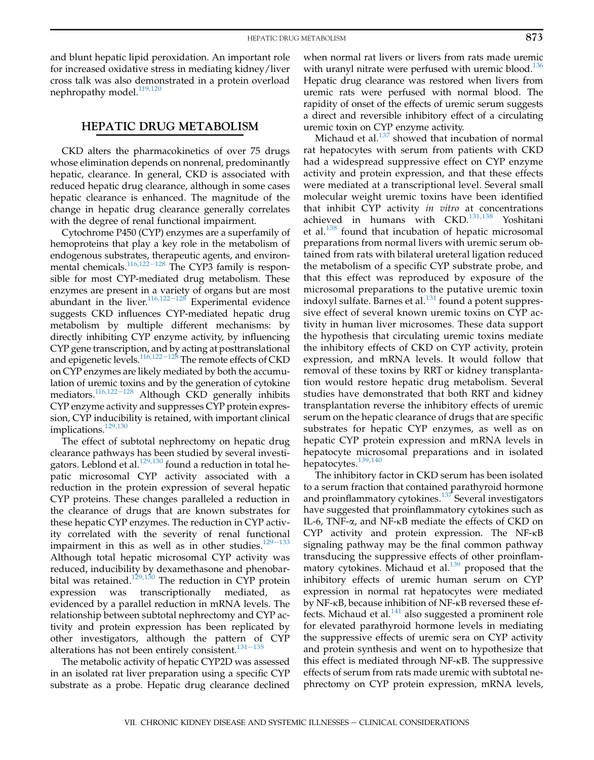and blunt hepatic lipid peroxidation. An important role for increased oxidative stress in mediating kidney/liver cross talk was also demonstrated in a protein overload nephropathy model.[119,120]

## HEPATIC DRUG METABOLISM

CKD alters the pharmacokinetics of over 75 drugs whose elimination depends on nonrenal, predominantly hepatic, clearance. In general, CKD is associated with reduced hepatic drug clearance, although in some cases hepatic clearance is enhanced. The magnitude of the change in hepatic drug clearance generally correlates with the degree of renal functional impairment.

Cytochrome P450 (CYP) enzymes are a superfamily of hemoproteins that play a key role in the metabolism of endogenous substrates, therapeutic agents, and environmental chemicals.[116,122−128] The CYP3 family is responsible for most CYP-mediated drug metabolism. These enzymes are present in a variety of organs but are most abundant in the liver.[116,122−128] Experimental evidence suggests CKD influences CYP-mediated hepatic drug metabolism by multiple different mechanisms: by directly inhibiting CYP enzyme activity, by influencing CYP gene transcription, and by acting at posttranslational and epigenetic levels.[116,122−128] The remote effects of CKD on CYP enzymes are likely mediated by both the accumulation of uremic toxins and by the generation of cytokine mediators.[116,122−128] Although CKD generally inhibits CYP enzyme activity and suppresses CYP protein expression, CYP inducibility is retained, with important clinical implications.[129,130]

The effect of subtotal nephrectomy on hepatic drug clearance pathways has been studied by several investigators. Leblond et al.[129,130] found a reduction in total hepatic microsomal CYP activity associated with a reduction in the protein expression of several hepatic CYP proteins. These changes paralleled a reduction in the clearance of drugs that are known substrates for these hepatic CYP enzymes. The reduction in CYP activity correlated with the severity of renal functional impairment in this as well as in other studies.[129−133] Although total hepatic microsomal CYP activity was reduced, inducibility by dexamethasone and phenobarbital was retained.[129,130] The reduction in CYP protein expression was transcriptionally mediated, as evidenced by a parallel reduction in mRNA levels. The relationship between subtotal nephrectomy and CYP activity and protein expression has been replicated by other investigators, although the pattern of CYP alterations has not been entirely consistent.[131−135]

The metabolic activity of hepatic CYP2D was assessed in an isolated rat liver preparation using a specific CYP substrate as a probe. Hepatic drug clearance declined when normal rat livers or livers from rats made uremic with uranyl nitrate were perfused with uremic blood.[136] Hepatic drug clearance was restored when livers from uremic rats were perfused with normal blood. The rapidity of onset of the effects of uremic serum suggests a direct and reversible inhibitory effect of a circulating uremic toxin on CYP enzyme activity.

Michaud et al.[137] showed that incubation of normal rat hepatocytes with serum from patients with CKD had a widespread suppressive effect on CYP enzyme activity and protein expression, and that these effects were mediated at a transcriptional level. Several small molecular weight uremic toxins have been identified that inhibit CYP activity *in vitro* at concentrations achieved in humans with CKD.[131,138] Yoshitani et al.[138] found that incubation of hepatic microsomal preparations from normal livers with uremic serum obtained from rats with bilateral ureteral ligation reduced the metabolism of a specific CYP substrate probe, and that this effect was reproduced by exposure of the microsomal preparations to the putative uremic toxin indoxyl sulfate. Barnes et al.[131] found a potent suppressive effect of several known uremic toxins on CYP activity in human liver microsomes. These data support the hypothesis that circulating uremic toxins mediate the inhibitory effects of CKD on CYP activity, protein expression, and mRNA levels. It would follow that removal of these toxins by RRT or kidney transplantation would restore hepatic drug metabolism. Several studies have demonstrated that both RRT and kidney transplantation reverse the inhibitory effects of uremic serum on the hepatic clearance of drugs that are specific substrates for hepatic CYP enzymes, as well as on hepatic CYP protein expression and mRNA levels in hepatocyte microsomal preparations and in isolated hepatocytes.[139,140]

The inhibitory factor in CKD serum has been isolated to a serum fraction that contained parathyroid hormone and proinflammatory cytokines.[137] Several investigators have suggested that proinflammatory cytokines such as IL-6, TNF-$\alpha$, and NF-κB mediate the effects of CKD on CYP activity and protein expression. The NF-κB signaling pathway may be the final common pathway transducing the suppressive effects of other proinflammatory cytokines. Michaud et al.[139] proposed that the inhibitory effects of uremic human serum on CYP expression in normal rat hepatocytes were mediated by NF-κB, because inhibition of NF-κB reversed these effects. Michaud et al.[141] also suggested a prominent role for elevated parathyroid hormone levels in mediating the suppressive effects of uremic sera on CYP activity and protein synthesis and went on to hypothesize that this effect is mediated through NF-κB. The suppressive effects of serum from rats made uremic with subtotal nephrectomy on CYP protein expression, mRNA levels,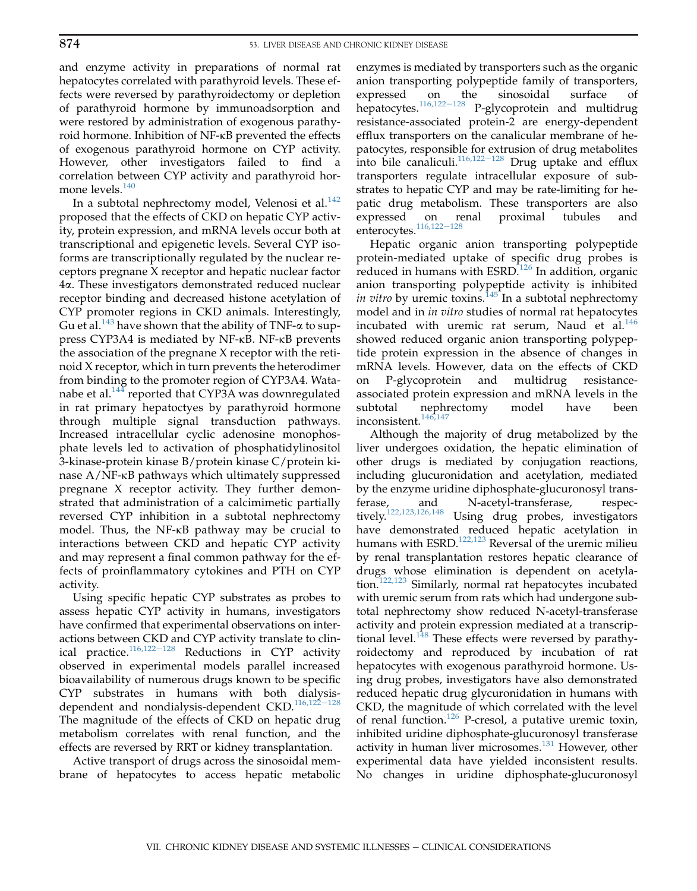and enzyme activity in preparations of normal rat hepatocytes correlated with parathyroid levels. These effects were reversed by parathyroidectomy or depletion of parathyroid hormone by immunoadsorption and were restored by administration of exogenous parathyroid hormone. Inhibition of NF-κB prevented the effects of exogenous parathyroid hormone on CYP activity. However, other investigators failed to find a correlation between CYP activity and parathyroid hormone levels.[140]

In a subtotal nephrectomy model, Velenosi et al.[142] proposed that the effects of CKD on hepatic CYP activity, protein expression, and mRNA levels occur both at transcriptional and epigenetic levels. Several CYP isoforms are transcriptionally regulated by the nuclear receptors pregnane X receptor and hepatic nuclear factor 4α. These investigators demonstrated reduced nuclear receptor binding and decreased histone acetylation of CYP promoter regions in CKD animals. Interestingly, Gu et al.[143] have shown that the ability of TNF-α to suppress CYP3A4 is mediated by NF-κB. NF-κB prevents the association of the pregnane X receptor with the retinoid X receptor, which in turn prevents the heterodimer from binding to the promoter region of CYP3A4. Watanabe et al.[144] reported that CYP3A was downregulated in rat primary hepatocytes by parathyroid hormone through multiple signal transduction pathways. Increased intracellular cyclic adenosine monophosphate levels led to activation of phosphatidylinositol 3-kinase-protein kinase B/protein kinase C/protein kinase A/NF-κB pathways which ultimately suppressed pregnane X receptor activity. They further demonstrated that administration of a calcimimetic partially reversed CYP inhibition in a subtotal nephrectomy model. Thus, the NF-κB pathway may be crucial to interactions between CKD and hepatic CYP activity and may represent a final common pathway for the effects of proinflammatory cytokines and PTH on CYP activity.

Using specific hepatic CYP substrates as probes to assess hepatic CYP activity in humans, investigators have confirmed that experimental observations on interactions between CKD and CYP activity translate to clinical practice.[116,122–128] Reductions in CYP activity observed in experimental models parallel increased bioavailability of numerous drugs known to be specific CYP substrates in humans with both dialysis-dependent and nondialysis-dependent CKD.[116,122–128] The magnitude of the effects of CKD on hepatic drug metabolism correlates with renal function, and the effects are reversed by RRT or kidney transplantation.

Active transport of drugs across the sinosoidal membrane of hepatocytes to access hepatic metabolic enzymes is mediated by transporters such as the organic anion transporting polypeptide family of transporters, expressed on the sinosoidal surface of hepatocytes.[116,122–128] P-glycoprotein and multidrug resistance-associated protein-2 are energy-dependent efflux transporters on the canalicular membrane of hepatocytes, responsible for extrusion of drug metabolites into bile canaliculi.[116,122–128] Drug uptake and efflux transporters regulate intracellular exposure of substrates to hepatic CYP and may be rate-limiting for hepatic drug metabolism. These transporters are also expressed on renal proximal tubules and enterocytes.[116,122–128]

Hepatic organic anion transporting polypeptide protein-mediated uptake of specific drug probes is reduced in humans with ESRD.[126] In addition, organic anion transporting polypeptide activity is inhibited *in vitro* by uremic toxins.[145] In a subtotal nephrectomy model and in *in vitro* studies of normal rat hepatocytes incubated with uremic rat serum, Naud et al.[146] showed reduced organic anion transporting polypeptide protein expression in the absence of changes in mRNA levels. However, data on the effects of CKD on P-glycoprotein and multidrug resistance-associated protein expression and mRNA levels in the subtotal nephrectomy model have been inconsistent.[146,147]

Although the majority of drug metabolized by the liver undergoes oxidation, the hepatic elimination of other drugs is mediated by conjugation reactions, including glucuronidation and acetylation, mediated by the enzyme uridine diphosphate-glucuronosyl transferase, and N-acetyl-transferase, respectively.[122,123,126,148] Using drug probes, investigators have demonstrated reduced hepatic acetylation in humans with ESRD.[122,123] Reversal of the uremic milieu by renal transplantation restores hepatic clearance of drugs whose elimination is dependent on acetylation.[122,123] Similarly, normal rat hepatocytes incubated with uremic serum from rats which had undergone subtotal nephrectomy show reduced N-acetyl-transferase activity and protein expression mediated at a transcriptional level.[148] These effects were reversed by parathyroidectomy and reproduced by incubation of rat hepatocytes with exogenous parathyroid hormone. Using drug probes, investigators have also demonstrated reduced hepatic drug glycuronidation in humans with CKD, the magnitude of which correlated with the level of renal function.[126] P-cresol, a putative uremic toxin, inhibited uridine diphosphate-glucuronosyl transferase activity in human liver microsomes.[131] However, other experimental data have yielded inconsistent results. No changes in uridine diphosphate-glucuronosyl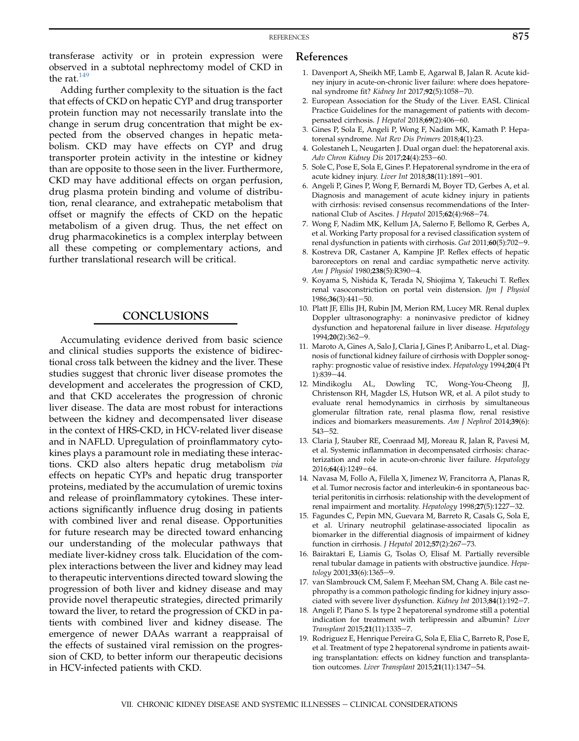transferase activity or in protein expression were observed in a subtotal nephrectomy model of CKD in the rat.[149]

Adding further complexity to the situation is the fact that effects of CKD on hepatic CYP and drug transporter protein function may not necessarily translate into the change in serum drug concentration that might be expected from the observed changes in hepatic metabolism. CKD may have effects on CYP and drug transporter protein activity in the intestine or kidney than are opposite to those seen in the liver. Furthermore, CKD may have additional effects on organ perfusion, drug plasma protein binding and volume of distribution, renal clearance, and extrahepatic metabolism that offset or magnify the effects of CKD on the hepatic metabolism of a given drug. Thus, the net effect on drug pharmacokinetics is a complex interplay between all these competing or complementary actions, and further translational research will be critical.

## CONCLUSIONS

Accumulating evidence derived from basic science and clinical studies supports the existence of bidirectional cross talk between the kidney and the liver. These studies suggest that chronic liver disease promotes the development and accelerates the progression of CKD, and that CKD accelerates the progression of chronic liver disease. The data are most robust for interactions between the kidney and decompensated liver disease in the context of HRS-CKD, in HCV-related liver disease and in NAFLD. Upregulation of proinflammatory cytokines plays a paramount role in mediating these interactions. CKD also alters hepatic drug metabolism *via* effects on hepatic CYPs and hepatic drug transporter proteins, mediated by the accumulation of uremic toxins and release of proinflammatory cytokines. These interactions significantly influence drug dosing in patients with combined liver and renal disease. Opportunities for future research may be directed toward enhancing our understanding of the molecular pathways that mediate liver-kidney cross talk. Elucidation of the complex interactions between the liver and kidney may lead to therapeutic interventions directed toward slowing the progression of both liver and kidney disease and may provide novel therapeutic strategies, directed primarily toward the liver, to retard the progression of CKD in patients with combined liver and kidney disease. The emergence of newer DAAs warrant a reappraisal of the effects of sustained viral remission on the progression of CKD, to better inform our therapeutic decisions in HCV-infected patients with CKD.

## References

1. Davenport A, Sheikh MF, Lamb E, Agarwal B, Jalan R. Acute kidney injury in acute-on-chronic liver failure: where does hepatorenal syndrome fit? *Kidney Int* 2017;**92**(5):1058–70.
2. European Association for the Study of the Liver. EASL Clinical Practice Guidelines for the management of patients with decompensated cirrhosis. *J Hepatol* 2018;**69**(2):406–60.
3. Gines P, Sola E, Angeli P, Wong F, Nadim MK, Kamath P. Hepatorenal syndrome. *Nat Rev Dis Primers* 2018;**4**(1):23.
4. Golestaneh L, Neugarten J. Dual organ duel: the hepatorenal axis. *Adv Chron Kidney Dis* 2017;**24**(4):253–60.
5. Sole C, Pose E, Sola E, Gines P. Hepatorenal syndrome in the era of acute kidney injury. *Liver Int* 2018;**38**(11):1891–901.
6. Angeli P, Gines P, Wong F, Bernardi M, Boyer TD, Gerbes A, et al. Diagnosis and management of acute kidney injury in patients with cirrhosis: revised consensus recommendations of the International Club of Ascites. *J Hepatol* 2015;**62**(4):968–74.
7. Wong F, Nadim MK, Kellum JA, Salerno F, Bellomo R, Gerbes A, et al. Working Party proposal for a revised classification system of renal dysfunction in patients with cirrhosis. *Gut* 2011;**60**(5):702–9.
8. Kostreva DR, Castaner A, Kampine JP. Reflex effects of hepatic baroreceptors on renal and cardiac sympathetic nerve activity. *Am J Physiol* 1980;**238**(5):R390–4.
9. Koyama S, Nishida K, Terada N, Shiojima Y, Takeuchi T. Reflex renal vasoconstriction on portal vein distension. *Jpn J Physiol* 1986;**36**(3):441–50.
10. Platt JF, Ellis JH, Rubin JM, Merion RM, Lucey MR. Renal duplex Doppler ultrasonography: a noninvasive predictor of kidney dysfunction and hepatorenal failure in liver disease. *Hepatology* 1994;**20**(2):362–9.
11. Maroto A, Gines A, Salo J, Claria J, Gines P, Anibarro L, et al. Diagnosis of functional kidney failure of cirrhosis with Doppler sonography: prognostic value of resistive index. *Hepatology* 1994;**20**(4 Pt 1):839–44.
12. Mindikoglu AL, Dowling TC, Wong-You-Cheong JJ, Christenson RH, Magder LS, Hutson WR, et al. A pilot study to evaluate renal hemodynamics in cirrhosis by simultaneous glomerular filtration rate, renal plasma flow, renal resistive indices and biomarkers measurements. *Am J Nephrol* 2014;**39**(6):543–52.
13. Claria J, Stauber RE, Coenraad MJ, Moreau R, Jalan R, Pavesi M, et al. Systemic inflammation in decompensated cirrhosis: characterization and role in acute-on-chronic liver failure. *Hepatology* 2016;**64**(4):1249–64.
14. Navasa M, Follo A, Filella X, Jimenez W, Francitorra A, Planas R, et al. Tumor necrosis factor and interleukin-6 in spontaneous bacterial peritonitis in cirrhosis: relationship with the development of renal impairment and mortality. *Hepatology* 1998;**27**(5):1227–32.
15. Fagundes C, Pepin MN, Guevara M, Barreto R, Casals G, Sola E, et al. Urinary neutrophil gelatinase-associated lipocalin as biomarker in the differential diagnosis of impairment of kidney function in cirrhosis. *J Hepatol* 2012;**57**(2):267–73.
16. Bairaktari E, Liamis G, Tsolas O, Elisaf M. Partially reversible renal tubular damage in patients with obstructive jaundice. *Hepatology* 2001;**33**(6):1365–9.
17. van Slambrouck CM, Salem F, Meehan SM, Chang A. Bile cast nephropathy is a common pathologic finding for kidney injury associated with severe liver dysfunction. *Kidney Int* 2013;**84**(1):192–7.
18. Angeli P, Piano S. Is type 2 hepatorenal syndrome still a potential indication for treatment with terlipressin and albumin? *Liver Transplant* 2015;**21**(11):1335–7.
19. Rodriguez E, Henrique Pereira G, Sola E, Elia C, Barreto R, Pose E, et al. Treatment of type 2 hepatorenal syndrome in patients awaiting transplantation: effects on kidney function and transplantation outcomes. *Liver Transplant* 2015;**21**(11):1347–54.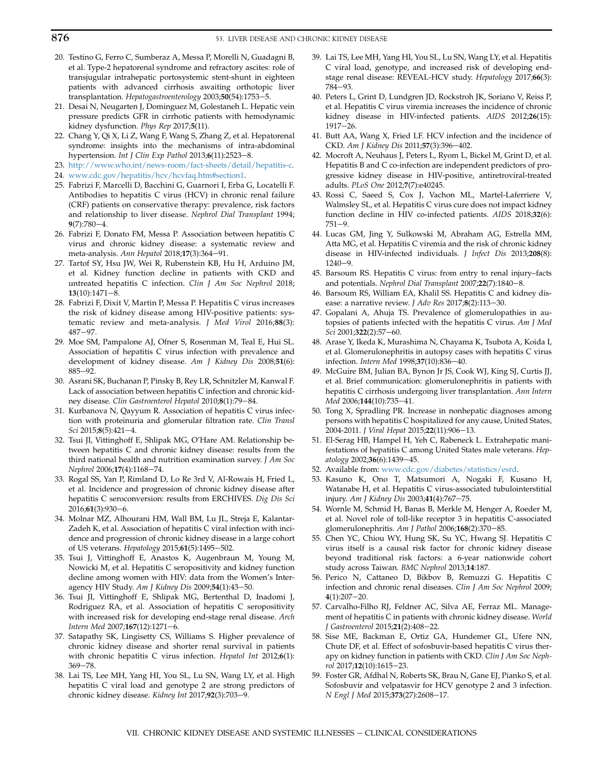20. Testino G, Ferro C, Sumberaz A, Messa P, Morelli N, Guadagni B, et al. Type-2 hepatorenal syndrome and refractory ascites: role of transjugular intrahepatic portosystemic stent-shunt in eighteen patients with advanced cirrhosis awaiting orthotopic liver transplantation. *Hepatogastroenterology* 2003;**50**(54):1753–5.
21. Desai N, Neugarten J, Dominguez M, Golestaneh L. Hepatic vein pressure predicts GFR in cirrhotic patients with hemodynamic kidney dysfunction. *Phys Rep* 2017;**5**(11).
22. Chang Y, Qi X, Li Z, Wang F, Wang S, Zhang Z, et al. Hepatorenal syndrome: insights into the mechanisms of intra-abdominal hypertension. *Int J Clin Exp Pathol* 2013;**6**(11):2523–8.
23. http://www.who.int/news-room/fact-sheets/detail/hepatitis-c.
24. www.cdc.gov/hepatitis/hcv/hcvfaq.htm#section1.
25. Fabrizi F, Marcelli D, Bacchini G, Guarnori I, Erba G, Locatelli F. Antibodies to hepatitis C virus (HCV) in chronic renal failure (CRF) patients on conservative therapy: prevalence, risk factors and relationship to liver disease. *Nephrol Dial Transplant* 1994;**9**(7):780–4.
26. Fabrizi F, Donato FM, Messa P. Association between hepatitis C virus and chronic kidney disease: a systematic review and meta-analysis. *Ann Hepatol* 2018;**17**(3):364–91.
27. Tartof SY, Hsu JW, Wei R, Rubenstein KB, Hu H, Arduino JM, et al. Kidney function decline in patients with CKD and untreated hepatitis C infection. *Clin J Am Soc Nephrol* 2018;**13**(10):1471–8.
28. Fabrizi F, Dixit V, Martin P, Messa P. Hepatitis C virus increases the risk of kidney disease among HIV-positive patients: systematic review and meta-analysis. *J Med Virol* 2016;**88**(3):487–97.
29. Moe SM, Pampalone AJ, Ofner S, Rosenman M, Teal E, Hui SL. Association of hepatitis C virus infection with prevalence and development of kidney disease. *Am J Kidney Dis* 2008;**51**(6):885–92.
30. Asrani SK, Buchanan P, Pinsky B, Rey LR, Schnitzler M, Kanwal F. Lack of association between hepatitis C infection and chronic kidney disease. *Clin Gastroenterol Hepatol* 2010;**8**(1):79–84.
31. Kurbanova N, Qayyum R. Association of hepatitis C virus infection with proteinuria and glomerular filtration rate. *Clin Transl Sci* 2015;**8**(5):421–4.
32. Tsui JI, Vittinghoff E, Shlipak MG, O'Hare AM. Relationship between hepatitis C and chronic kidney disease: results from the third national health and nutrition examination survey. *J Am Soc Nephrol* 2006;**17**(4):1168–74.
33. Rogal SS, Yan P, Rimland D, Lo Re 3rd V, Al-Rowais H, Fried L, et al. Incidence and progression of chronic kidney disease after hepatitis C seroconversion: results from ERCHIVES. *Dig Dis Sci* 2016;**61**(3):930–6.
34. Molnar MZ, Alhourani HM, Wall BM, Lu JL, Streja E, Kalantar-Zadeh K, et al. Association of hepatitis C viral infection with incidence and progression of chronic kidney disease in a large cohort of US veterans. *Hepatology* 2015;**61**(5):1495–502.
35. Tsui J, Vittinghoff E, Anastos K, Augenbraun M, Young M, Nowicki M, et al. Hepatitis C seropositivity and kidney function decline among women with HIV: data from the Women's Interagency HIV Study. *Am J Kidney Dis* 2009;**54**(1):43–50.
36. Tsui JI, Vittinghoff E, Shlipak MG, Bertenthal D, Inadomi J, Rodriguez RA, et al. Association of hepatitis C seropositivity with increased risk for developing end-stage renal disease. *Arch Intern Med* 2007;**167**(12):1271–6.
37. Satapathy SK, Lingisetty CS, Williams S. Higher prevalence of chronic kidney disease and shorter renal survival in patients with chronic hepatitis C virus infection. *Hepatol Int* 2012;**6**(1):369–78.
38. Lai TS, Lee MH, Yang HI, You SL, Lu SN, Wang LY, et al. High hepatitis C viral load and genotype 2 are strong predictors of chronic kidney disease. *Kidney Int* 2017;**92**(3):703–9.
39. Lai TS, Lee MH, Yang HI, You SL, Lu SN, Wang LY, et al. Hepatitis C viral load, genotype, and increased risk of developing end-stage renal disease: REVEAL-HCV study. *Hepatology* 2017;**66**(3):784–93.
40. Peters L, Grint D, Lundgren JD, Rockstroh JK, Soriano V, Reiss P, et al. Hepatitis C virus viremia increases the incidence of chronic kidney disease in HIV-infected patients. *AIDS* 2012;**26**(15):1917–26.
41. Butt AA, Wang X, Fried LF. HCV infection and the incidence of CKD. *Am J Kidney Dis* 2011;**57**(3):396–402.
42. Mocroft A, Neuhaus J, Peters L, Ryom L, Bickel M, Grint D, et al. Hepatitis B and C co-infection are independent predictors of progressive kidney disease in HIV-positive, antiretroviral-treated adults. *PLoS One* 2012;**7**(7):e40245.
43. Rossi C, Saeed S, Cox J, Vachon ML, Martel-Laferriere V, Walmsley SL, et al. Hepatitis C virus cure does not impact kidney function decline in HIV co-infected patients. *AIDS* 2018;**32**(6):751–9.
44. Lucas GM, Jing Y, Sulkowski M, Abraham AG, Estrella MM, Atta MG, et al. Hepatitis C viremia and the risk of chronic kidney disease in HIV-infected individuals. *J Infect Dis* 2013;**208**(8):1240–9.
45. Barsoum RS. Hepatitis C virus: from entry to renal injury–facts and potentials. *Nephrol Dial Transplant* 2007;**22**(7):1840–8.
46. Barsoum RS, William EA, Khalil SS. Hepatitis C and kidney disease: a narrative review. *J Adv Res* 2017;**8**(2):113–30.
47. Gopalani A, Ahuja TS. Prevalence of glomerulopathies in autopsies of patients infected with the hepatitis C virus. *Am J Med Sci* 2001;**322**(2):57–60.
48. Arase Y, Ikeda K, Murashima N, Chayama K, Tsubota A, Koida I, et al. Glomerulonephritis in autopsy cases with hepatitis C virus infection. *Intern Med* 1998;**37**(10):836–40.
49. McGuire BM, Julian BA, Bynon Jr JS, Cook WJ, King SJ, Curtis JJ, et al. Brief communication: glomerulonephritis in patients with hepatitis C cirrhosis undergoing liver transplantation. *Ann Intern Med* 2006;**144**(10):735–41.
50. Tong X, Spradling PR. Increase in nonhepatic diagnoses among persons with hepatitis C hospitalized for any cause, United States, 2004-2011. *J Viral Hepat* 2015;**22**(11):906–13.
51. El-Serag HB, Hampel H, Yeh C, Rabeneck L. Extrahepatic manifestations of hepatitis C among United States male veterans. *Hepatology* 2002;**36**(6):1439–45.
52. Available from: www.cdc.gov/diabetes/statistics/esrd.
53. Kasuno K, Ono T, Matsumori A, Nogaki F, Kusano H, Watanabe H, et al. Hepatitis C virus-associated tubulointerstitial injury. *Am J Kidney Dis* 2003;**41**(4):767–75.
54. Wornle M, Schmid H, Banas B, Merkle M, Henger A, Roeder M, et al. Novel role of toll-like receptor 3 in hepatitis C-associated glomerulonephritis. *Am J Pathol* 2006;**168**(2):370–85.
55. Chen YC, Chiou WY, Hung SK, Su YC, Hwang SJ. Hepatitis C virus itself is a causal risk factor for chronic kidney disease beyond traditional risk factors: a 6-year nationwide cohort study across Taiwan. *BMC Nephrol* 2013;**14**:187.
56. Perico N, Cattaneo D, Bikbov B, Remuzzi G. Hepatitis C infection and chronic renal diseases. *Clin J Am Soc Nephrol* 2009;**4**(1):207–20.
57. Carvalho-Filho RJ, Feldner AC, Silva AE, Ferraz ML. Management of hepatitis C in patients with chronic kidney disease. *World J Gastroenterol* 2015;**21**(2):408–22.
58. Sise ME, Backman E, Ortiz GA, Hundemer GL, Ufere NN, Chute DF, et al. Effect of sofosbuvir-based hepatitis C virus therapy on kidney function in patients with CKD. *Clin J Am Soc Nephrol* 2017;**12**(10):1615–23.
59. Foster GR, Afdhal N, Roberts SK, Brau N, Gane EJ, Pianko S, et al. Sofosbuvir and velpatasvir for HCV genotype 2 and 3 infection. *N Engl J Med* 2015;**373**(27):2608–17.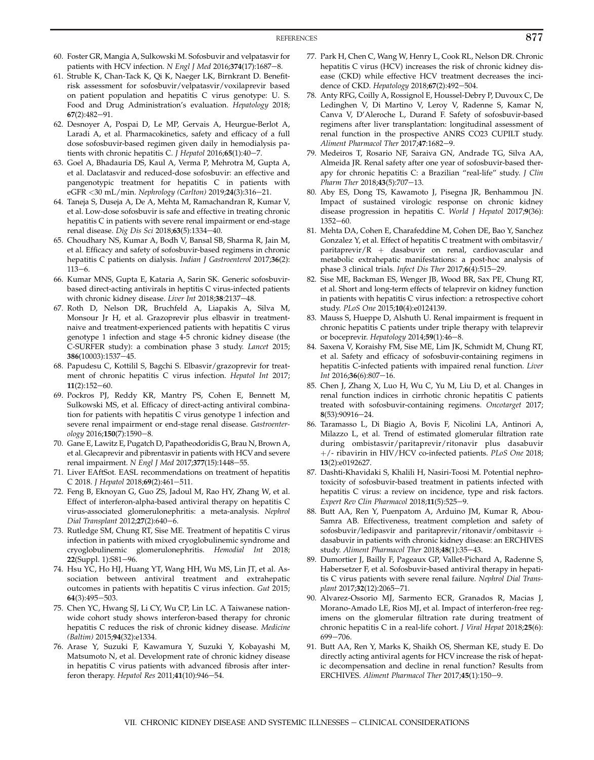60. Foster GR, Mangia A, Sulkowski M. Sofosbuvir and velpatasvir for patients with HCV infection. *N Engl J Med* 2016;**374**(17):1687−8.
61. Struble K, Chan-Tack K, Qi K, Naeger LK, Birnkrant D. Benefit-risk assessment for sofosbuvir/velpatasvir/voxilaprevir based on patient population and hepatitis C virus genotype: U. S. Food and Drug Administration's evaluation. *Hepatology* 2018; **67**(2):482−91.
62. Desnoyer A, Pospai D, Le MP, Gervais A, Heurgue-Berlot A, Laradi A, et al. Pharmacokinetics, safety and efficacy of a full dose sofosbuvir-based regimen given daily in hemodialysis patients with chronic hepatitis C. *J Hepatol* 2016;**65**(1):40−7.
63. Goel A, Bhadauria DS, Kaul A, Verma P, Mehrotra M, Gupta A, et al. Daclatasvir and reduced-dose sofosbuvir: an effective and pangenotypic treatment for hepatitis C in patients with eGFR <30 mL/min. *Nephrology (Carlton)* 2019;**24**(3):316−21.
64. Taneja S, Duseja A, De A, Mehta M, Ramachandran R, Kumar V, et al. Low-dose sofosbuvir is safe and effective in treating chronic hepatitis C in patients with severe renal impairment or end-stage renal disease. *Dig Dis Sci* 2018;**63**(5):1334−40.
65. Choudhary NS, Kumar A, Bodh V, Bansal SB, Sharma R, Jain M, et al. Efficacy and safety of sofosbuvir-based regimens in chronic hepatitis C patients on dialysis. *Indian J Gastroenterol* 2017;**36**(2): 113−6.
66. Kumar MNS, Gupta E, Kataria A, Sarin SK. Generic sofosbuvir-based direct-acting antivirals in heptitis C virus-infected patients with chronic kidney disease. *Liver Int* 2018;**38**:2137−48.
67. Roth D, Nelson DR, Bruchfeld A, Liapakis A, Silva M, Monsour Jr H, et al. Grazoprevir plus elbasvir in treatment-naive and treatment-experienced patients with hepatitis C virus genotype 1 infection and stage 4-5 chronic kidney disease (the C-SURFER study): a combination phase 3 study. *Lancet* 2015; **386**(10003):1537−45.
68. Papudesu C, Kottilil S, Bagchi S. Elbasvir/grazoprevir for treatment of chronic hepatitis C virus infection. *Hepatol Int* 2017; **11**(2):152−60.
69. Pockros PJ, Reddy KR, Mantry PS, Cohen E, Bennett M, Sulkowski MS, et al. Efficacy of direct-acting antiviral combination for patients with hepatitis C virus genotype 1 infection and severe renal impairment or end-stage renal disease. *Gastroenterology* 2016;**150**(7):1590−8.
70. Gane E, Lawitz E, Pugatch D, Papatheodoridis G, Brau N, Brown A, et al. Glecaprevir and pibrentasvir in patients with HCV and severe renal impairment. *N Engl J Med* 2017;**377**(15):1448−55.
71. Liver EAftSot. EASL recommendations on treatment of hepatitis C 2018. *J Hepatol* 2018;**69**(2):461−511.
72. Feng B, Eknoyan G, Guo ZS, Jadoul M, Rao HY, Zhang W, et al. Effect of interferon-alpha-based antiviral therapy on hepatitis C virus-associated glomerulonephritis: a meta-analysis. *Nephrol Dial Transplant* 2012;**27**(2):640−6.
73. Rutledge SM, Chung RT, Sise ME. Treatment of hepatitis C virus infection in patients with mixed cryoglobulinemic syndrome and cryoglobulinemic glomerulonephritis. *Hemodial Int* 2018; **22**(Suppl. 1):S81−96.
74. Hsu YC, Ho HJ, Huang YT, Wang HH, Wu MS, Lin JT, et al. Association between antiviral treatment and extrahepatic outcomes in patients with hepatitis C virus infection. *Gut* 2015; **64**(3):495−503.
75. Chen YC, Hwang SJ, Li CY, Wu CP, Lin LC. A Taiwanese nationwide cohort study shows interferon-based therapy for chronic hepatitis C reduces the risk of chronic kidney disease. *Medicine (Baltim)* 2015;**94**(32):e1334.
76. Arase Y, Suzuki F, Kawamura Y, Suzuki Y, Kobayashi M, Matsumoto N, et al. Development rate of chronic kidney disease in hepatitis C virus patients with advanced fibrosis after interferon therapy. *Hepatol Res* 2011;**41**(10):946−54.
77. Park H, Chen C, Wang W, Henry L, Cook RL, Nelson DR. Chronic hepatitis C virus (HCV) increases the risk of chronic kidney disease (CKD) while effective HCV treatment decreases the incidence of CKD. *Hepatology* 2018;**67**(2):492−504.
78. Anty RFG, Coilly A, Rossignol E, Houssel-Debry P, Duvoux C, De Ledinghen V, Di Martino V, Leroy V, Radenne S, Kamar N, Canva V, D'Aleroche L, Durand F. Safety of sofosbuvir-based regimens after liver transplantation: longitudinal assessment of renal function in the prospective ANRS CO23 CUPILT study. *Aliment Pharmacol Ther* 2017;**47**:1682−9.
79. Medeiros T, Rosario NF, Saraiva GN, Andrade TG, Silva AA, Almeida JR. Renal safety after one year of sofosbuvir-based therapy for chronic hepatitis C: a Brazilian "real-life" study. *J Clin Pharm Ther* 2018;**43**(5):707−13.
80. Aby ES, Dong TS, Kawamoto J, Pisegna JR, Benhammou JN. Impact of sustained virologic response on chronic kidney disease progression in hepatitis C. *World J Hepatol* 2017;**9**(36): 1352−60.
81. Mehta DA, Cohen E, Charafeddine M, Cohen DE, Bao Y, Sanchez Gonzalez Y, et al. Effect of hepatitis C treatment with ombitasvir/paritaprevir/R + dasabuvir on renal, cardiovascular and metabolic extrahepatic manifestations: a post-hoc analysis of phase 3 clinical trials. *Infect Dis Ther* 2017;**6**(4):515−29.
82. Sise ME, Backman ES, Wenger JB, Wood BR, Sax PE, Chung RT, et al. Short and long-term effects of telaprevir on kidney function in patients with hepatitis C virus infection: a retrospective cohort study. *PLoS One* 2015;**10**(4):e0124139.
83. Mauss S, Hueppe D, Alshuth U. Renal impairment is frequent in chronic hepatitis C patients under triple therapy with telaprevir or boceprevir. *Hepatology* 2014;**59**(1):46−8.
84. Saxena V, Koraishy FM, Sise ME, Lim JK, Schmidt M, Chung RT, et al. Safety and efficacy of sofosbuvir-containing regimens in hepatitis C-infected patients with impaired renal function. *Liver Int* 2016;**36**(6):807−16.
85. Chen J, Zhang X, Luo H, Wu C, Yu M, Liu D, et al. Changes in renal function indices in cirrhotic chronic hepatitis C patients treated with sofosbuvir-containing regimens. *Oncotarget* 2017; **8**(53):90916−24.
86. Taramasso L, Di Biagio A, Bovis F, Nicolini LA, Antinori A, Milazzo L, et al. Trend of estimated glomerular filtration rate during ombistasvir/paritaprevir/ritonavir plus dasabuvir +/- ribavirin in HIV/HCV co-infected patients. *PLoS One* 2018; **13**(2):e0192627.
87. Dashti-Khavidaki S, Khalili H, Nasiri-Toosi M. Potential nephrotoxicity of sofosbuvir-based treatment in patients infected with hepatitis C virus: a review on incidence, type and risk factors. *Expert Rev Clin Pharmacol* 2018;**11**(5):525−9.
88. Butt AA, Ren Y, Puenpatom A, Arduino JM, Kumar R, Abou-Samra AB. Effectiveness, treatment completion and safety of sofosbuvir/ledipasvir and paritaprevir/ritonavir/ombitasvir + dasabuvir in patients with chronic kidney disease: an ERCHIVES study. *Aliment Pharmacol Ther* 2018;**48**(1):35−43.
89. Dumortier J, Bailly F, Pageaux GP, Vallet-Pichard A, Radenne S, Habersetzer F, et al. Sofosbuvir-based antiviral therapy in hepatitis C virus patients with severe renal failure. *Nephrol Dial Transplant* 2017;**32**(12):2065−71.
90. Alvarez-Ossorio MJ, Sarmento ECR, Granados R, Macias J, Morano-Amado LE, Rios MJ, et al. Impact of interferon-free regimens on the glomerular filtration rate during treatment of chronic hepatitis C in a real-life cohort. *J Viral Hepat* 2018;**25**(6): 699−706.
91. Butt AA, Ren Y, Marks K, Shaikh OS, Sherman KE, study E. Do directly acting antiviral agents for HCV increase the risk of hepatic decompensation and decline in renal function? Results from ERCHIVES. *Aliment Pharmacol Ther* 2017;**45**(1):150−9.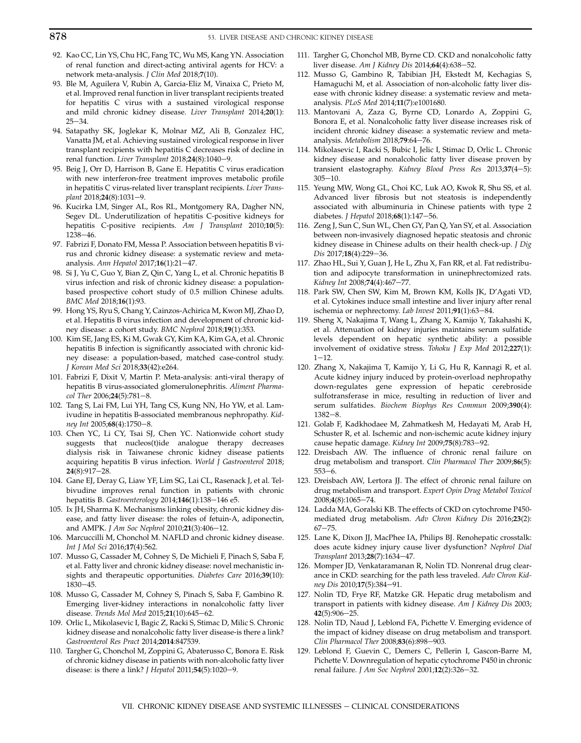92. Kao CC, Lin YS, Chu HC, Fang TC, Wu MS, Kang YN. Association of renal function and direct-acting antiviral agents for HCV: a network meta-analysis. *J Clin Med* 2018;**7**(10).
93. Ble M, Aguilera V, Rubin A, Garcia-Eliz M, Vinaixa C, Prieto M, et al. Improved renal function in liver transplant recipients treated for hepatitis C virus with a sustained virological response and mild chronic kidney disease. *Liver Transplant* 2014;**20**(1): 25−34.
94. Satapathy SK, Joglekar K, Molnar MZ, Ali B, Gonzalez HC, Vanatta JM, et al. Achieving sustained virological response in liver transplant recipients with hepatitis C decreases risk of decline in renal function. *Liver Transplant* 2018;**24**(8):1040−9.
95. Beig J, Orr D, Harrison B, Gane E. Hepatitis C virus eradication with new interferon-free treatment improves metabolic profile in hepatitis C virus-related liver transplant recipients. *Liver Transplant* 2018;**24**(8):1031−9.
96. Kucirka LM, Singer AL, Ros RL, Montgomery RA, Dagher NN, Segev DL. Underutilization of hepatitis C-positive kidneys for hepatitis C-positive recipients. *Am J Transplant* 2010;**10**(5): 1238−46.
97. Fabrizi F, Donato FM, Messa P. Association between hepatitis B virus and chronic kidney disease: a systematic review and meta-analysis. *Ann Hepatol* 2017;**16**(1):21−47.
98. Si J, Yu C, Guo Y, Bian Z, Qin C, Yang L, et al. Chronic hepatitis B virus infection and risk of chronic kidney disease: a population-based prospective cohort study of 0.5 million Chinese adults. *BMC Med* 2018;**16**(1):93.
99. Hong YS, Ryu S, Chang Y, Cainzos-Achirica M, Kwon MJ, Zhao D, et al. Hepatitis B virus infection and development of chronic kidney disease: a cohort study. *BMC Nephrol* 2018;**19**(1):353.
100. Kim SE, Jang ES, Ki M, Gwak GY, Kim KA, Kim GA, et al. Chronic hepatitis B infection is significantly associated with chronic kidney disease: a population-based, matched case-control study. *J Korean Med Sci* 2018;**33**(42):e264.
101. Fabrizi F, Dixit V, Martin P. Meta-analysis: anti-viral therapy of hepatitis B virus-associated glomerulonephritis. *Aliment Pharmacol Ther* 2006;**24**(5):781−8.
102. Tang S, Lai FM, Lui YH, Tang CS, Kung NN, Ho YW, et al. Lamivudine in hepatitis B-associated membranous nephropathy. *Kidney Int* 2005;**68**(4):1750−8.
103. Chen YC, Li CY, Tsai SJ, Chen YC. Nationwide cohort study suggests that nucleos(t)ide analogue therapy decreases dialysis risk in Taiwanese chronic kidney disease patients acquiring hepatitis B virus infection. *World J Gastroenterol* 2018; **24**(8):917−28.
104. Gane EJ, Deray G, Liaw YF, Lim SG, Lai CL, Rasenack J, et al. Telbivudine improves renal function in patients with chronic hepatitis B. *Gastroenterology* 2014;**146**(1):138−146 e5.
105. Ix JH, Sharma K. Mechanisms linking obesity, chronic kidney disease, and fatty liver disease: the roles of fetuin-A, adiponectin, and AMPK. *J Am Soc Nephrol* 2010;**21**(3):406−12.
106. Marcuccilli M, Chonchol M. NAFLD and chronic kidney disease. *Int J Mol Sci* 2016;**17**(4):562.
107. Musso G, Cassader M, Cohney S, De Michieli F, Pinach S, Saba F, et al. Fatty liver and chronic kidney disease: novel mechanistic insights and therapeutic opportunities. *Diabetes Care* 2016;**39**(10): 1830−45.
108. Musso G, Cassader M, Cohney S, Pinach S, Saba F, Gambino R. Emerging liver-kidney interactions in nonalcoholic fatty liver disease. *Trends Mol Med* 2015;**21**(10):645−62.
109. Orlic L, Mikolasevic I, Bagic Z, Racki S, Stimac D, Milic S. Chronic kidney disease and nonalcoholic fatty liver disease-is there a link? *Gastroenterol Res Pract* 2014;**2014**:847539.
110. Targher G, Chonchol M, Zoppini G, Abaterusso C, Bonora E. Risk of chronic kidney disease in patients with non-alcoholic fatty liver disease: is there a link? *J Hepatol* 2011;**54**(5):1020−9.
111. Targher G, Chonchol MB, Byrne CD. CKD and nonalcoholic fatty liver disease. *Am J Kidney Dis* 2014;**64**(4):638−52.
112. Musso G, Gambino R, Tabibian JH, Ekstedt M, Kechagias S, Hamaguchi M, et al. Association of non-alcoholic fatty liver disease with chronic kidney disease: a systematic review and meta-analysis. *PLoS Med* 2014;**11**(7):e1001680.
113. Mantovani A, Zaza G, Byrne CD, Lonardo A, Zoppini G, Bonora E, et al. Nonalcoholic fatty liver disease increases risk of incident chronic kidney disease: a systematic review and meta-analysis. *Metabolism* 2018;**79**:64−76.
114. Mikolasevic I, Racki S, Bubic I, Jelic I, Stimac D, Orlic L. Chronic kidney disease and nonalcoholic fatty liver disease proven by transient elastography. *Kidney Blood Press Res* 2013;**37**(4−5): 305−10.
115. Yeung MW, Wong GL, Choi KC, Luk AO, Kwok R, Shu SS, et al. Advanced liver fibrosis but not steatosis is independently associated with albuminuria in Chinese patients with type 2 diabetes. *J Hepatol* 2018;**68**(1):147−56.
116. Zeng J, Sun C, Sun WL, Chen GY, Pan Q, Yan SY, et al. Association between non-invasively diagnosed hepatic steatosis and chronic kidney disease in Chinese adults on their health check-up. *J Dig Dis* 2017;**18**(4):229−36.
117. Zhao HL, Sui Y, Guan J, He L, Zhu X, Fan RR, et al. Fat redistribution and adipocyte transformation in uninephrectomized rats. *Kidney Int* 2008;**74**(4):467−77.
118. Park SW, Chen SW, Kim M, Brown KM, Kolls JK, D'Agati VD, et al. Cytokines induce small intestine and liver injury after renal ischemia or nephrectomy. *Lab Invest* 2011;**91**(1):63−84.
119. Sheng X, Nakajima T, Wang L, Zhang X, Kamijo Y, Takahashi K, et al. Attenuation of kidney injuries maintains serum sulfatide levels dependent on hepatic synthetic ability: a possible involvement of oxidative stress. *Tohoku J Exp Med* 2012;**227**(1): 1−12.
120. Zhang X, Nakajima T, Kamijo Y, Li G, Hu R, Kannagi R, et al. Acute kidney injury induced by protein-overload nephropathy down-regulates gene expression of hepatic cerebroside sulfotransferase in mice, resulting in reduction of liver and serum sulfatides. *Biochem Biophys Res Commun* 2009;**390**(4): 1382−8.
121. Golab F, Kadkhodaee M, Zahmatkesh M, Hedayati M, Arab H, Schuster R, et al. Ischemic and non-ischemic acute kidney injury cause hepatic damage. *Kidney Int* 2009;**75**(8):783−92.
122. Dreisbach AW. The influence of chronic renal failure on drug metabolism and transport. *Clin Pharmacol Ther* 2009;**86**(5): 553−6.
123. Dreisbach AW, Lertora JJ. The effect of chronic renal failure on drug metabolism and transport. *Expert Opin Drug Metabol Toxicol* 2008;**4**(8):1065−74.
124. Ladda MA, Goralski KB. The effects of CKD on cytochrome P450-mediated drug metabolism. *Adv Chron Kidney Dis* 2016;**23**(2): 67−75.
125. Lane K, Dixon JJ, MacPhee IA, Philips BJ. Renohepatic crosstalk: does acute kidney injury cause liver dysfunction? *Nephrol Dial Transplant* 2013;**28**(7):1634−47.
126. Momper JD, Venkataramanan R, Nolin TD. Nonrenal drug clearance in CKD: searching for the path less traveled. *Adv Chron Kidney Dis* 2010;**17**(5):384−91.
127. Nolin TD, Frye RF, Matzke GR. Hepatic drug metabolism and transport in patients with kidney disease. *Am J Kidney Dis* 2003; **42**(5):906−25.
128. Nolin TD, Naud J, Leblond FA, Pichette V. Emerging evidence of the impact of kidney disease on drug metabolism and transport. *Clin Pharmacol Ther* 2008;**83**(6):898−903.
129. Leblond F, Guevin C, Demers C, Pellerin I, Gascon-Barre M, Pichette V. Downregulation of hepatic cytochrome P450 in chronic renal failure. *J Am Soc Nephrol* 2001;**12**(2):326−32.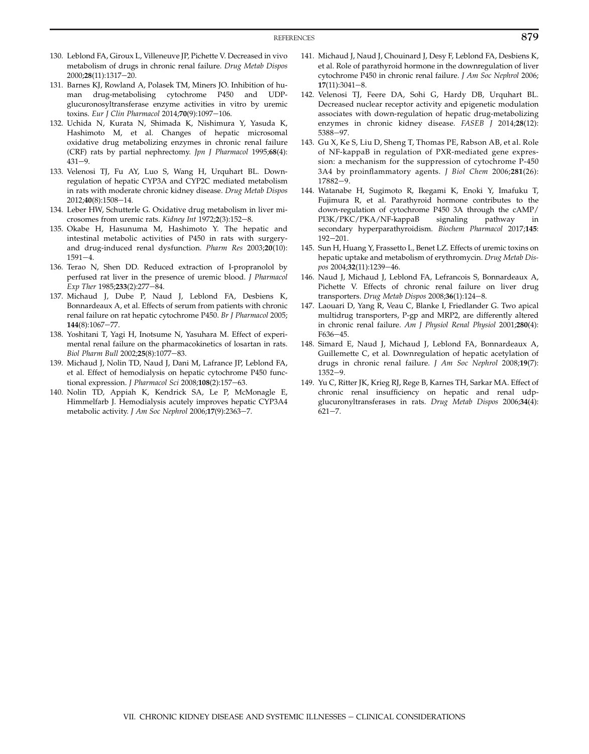130. Leblond FA, Giroux L, Villeneuve JP, Pichette V. Decreased in vivo metabolism of drugs in chronic renal failure. *Drug Metab Dispos* 2000;**28**(11):1317–20.
131. Barnes KJ, Rowland A, Polasek TM, Miners JO. Inhibition of human drug-metabolising cytochrome P450 and UDP-glucuronosyltransferase enzyme activities in vitro by uremic toxins. *Eur J Clin Pharmacol* 2014;**70**(9):1097–106.
132. Uchida N, Kurata N, Shimada K, Nishimura Y, Yasuda K, Hashimoto M, et al. Changes of hepatic microsomal oxidative drug metabolizing enzymes in chronic renal failure (CRF) rats by partial nephrectomy. *Jpn J Pharmacol* 1995;**68**(4): 431–9.
133. Velenosi TJ, Fu AY, Luo S, Wang H, Urquhart BL. Down-regulation of hepatic CYP3A and CYP2C mediated metabolism in rats with moderate chronic kidney disease. *Drug Metab Dispos* 2012;**40**(8):1508–14.
134. Leber HW, Schutterle G. Oxidative drug metabolism in liver microsomes from uremic rats. *Kidney Int* 1972;**2**(3):152–8.
135. Okabe H, Hasunuma M, Hashimoto Y. The hepatic and intestinal metabolic activities of P450 in rats with surgery- and drug-induced renal dysfunction. *Pharm Res* 2003;**20**(10): 1591–4.
136. Terao N, Shen DD. Reduced extraction of I-propranolol by perfused rat liver in the presence of uremic blood. *J Pharmacol Exp Ther* 1985;**233**(2):277–84.
137. Michaud J, Dube P, Naud J, Leblond FA, Desbiens K, Bonnardeaux A, et al. Effects of serum from patients with chronic renal failure on rat hepatic cytochrome P450. *Br J Pharmacol* 2005; **144**(8):1067–77.
138. Yoshitani T, Yagi H, Inotsume N, Yasuhara M. Effect of experimental renal failure on the pharmacokinetics of losartan in rats. *Biol Pharm Bull* 2002;**25**(8):1077–83.
139. Michaud J, Nolin TD, Naud J, Dani M, Lafrance JP, Leblond FA, et al. Effect of hemodialysis on hepatic cytochrome P450 functional expression. *J Pharmacol Sci* 2008;**108**(2):157–63.
140. Nolin TD, Appiah K, Kendrick SA, Le P, McMonagle E, Himmelfarb J. Hemodialysis acutely improves hepatic CYP3A4 metabolic activity. *J Am Soc Nephrol* 2006;**17**(9):2363–7.
141. Michaud J, Naud J, Chouinard J, Desy F, Leblond FA, Desbiens K, et al. Role of parathyroid hormone in the downregulation of liver cytochrome P450 in chronic renal failure. *J Am Soc Nephrol* 2006; **17**(11):3041–8.
142. Velenosi TJ, Feere DA, Sohi G, Hardy DB, Urquhart BL. Decreased nuclear receptor activity and epigenetic modulation associates with down-regulation of hepatic drug-metabolizing enzymes in chronic kidney disease. *FASEB J* 2014;**28**(12): 5388–97.
143. Gu X, Ke S, Liu D, Sheng T, Thomas PE, Rabson AB, et al. Role of NF-kappaB in regulation of PXR-mediated gene expression: a mechanism for the suppression of cytochrome P-450 3A4 by proinflammatory agents. *J Biol Chem* 2006;**281**(26): 17882–9.
144. Watanabe H, Sugimoto R, Ikegami K, Enoki Y, Imafuku T, Fujimura R, et al. Parathyroid hormone contributes to the down-regulation of cytochrome P450 3A through the cAMP/PI3K/PKC/PKA/NF-kappaB signaling pathway in secondary hyperparathyroidism. *Biochem Pharmacol* 2017;**145**: 192–201.
145. Sun H, Huang Y, Frassetto L, Benet LZ. Effects of uremic toxins on hepatic uptake and metabolism of erythromycin. *Drug Metab Dispos* 2004;**32**(11):1239–46.
146. Naud J, Michaud J, Leblond FA, Lefrancois S, Bonnardeaux A, Pichette V. Effects of chronic renal failure on liver drug transporters. *Drug Metab Dispos* 2008;**36**(1):124–8.
147. Laouari D, Yang R, Veau C, Blanke I, Friedlander G. Two apical multidrug transporters, P-gp and MRP2, are differently altered in chronic renal failure. *Am J Physiol Renal Physiol* 2001;**280**(4): F636–45.
148. Simard E, Naud J, Michaud J, Leblond FA, Bonnardeaux A, Guillemette C, et al. Downregulation of hepatic acetylation of drugs in chronic renal failure. *J Am Soc Nephrol* 2008;**19**(7): 1352–9.
149. Yu C, Ritter JK, Krieg RJ, Rege B, Karnes TH, Sarkar MA. Effect of chronic renal insufficiency on hepatic and renal udp-glucuronyltransferases in rats. *Drug Metab Dispos* 2006;**34**(4): 621–7.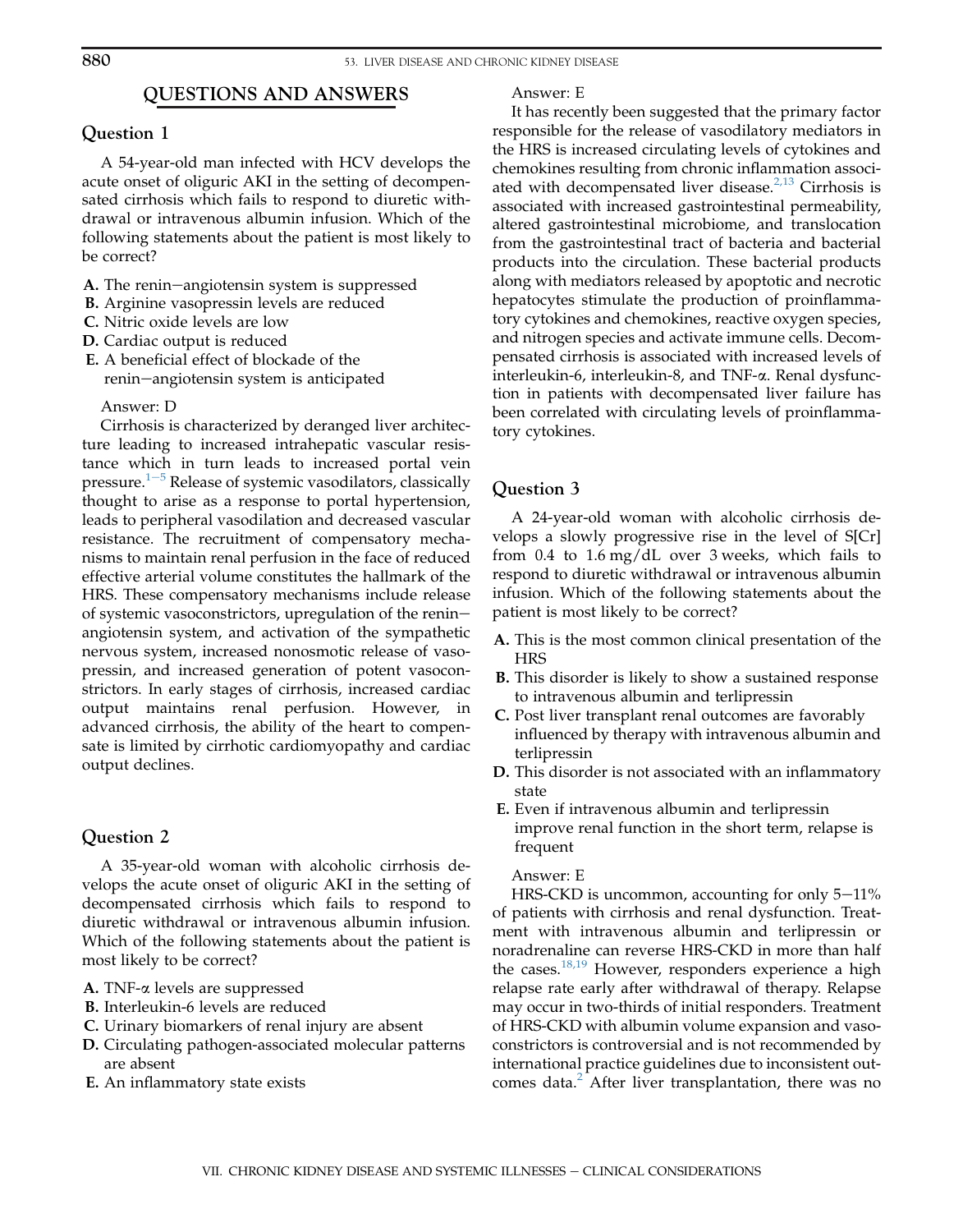## QUESTIONS AND ANSWERS

### Question 1

A 54-year-old man infected with HCV develops the acute onset of oliguric AKI in the setting of decompensated cirrhosis which fails to respond to diuretic withdrawal or intravenous albumin infusion. Which of the following statements about the patient is most likely to be correct?

**A.** The renin–angiotensin system is suppressed
**B.** Arginine vasopressin levels are reduced
**C.** Nitric oxide levels are low
**D.** Cardiac output is reduced
**E.** A beneficial effect of blockade of the renin–angiotensin system is anticipated

Answer: D

Cirrhosis is characterized by deranged liver architecture leading to increased intrahepatic vascular resistance which in turn leads to increased portal vein pressure.[1–5] Release of systemic vasodilators, classically thought to arise as a response to portal hypertension, leads to peripheral vasodilation and decreased vascular resistance. The recruitment of compensatory mechanisms to maintain renal perfusion in the face of reduced effective arterial volume constitutes the hallmark of the HRS. These compensatory mechanisms include release of systemic vasoconstrictors, upregulation of the renin–angiotensin system, and activation of the sympathetic nervous system, increased nonosmotic release of vasopressin, and increased generation of potent vasoconstrictors. In early stages of cirrhosis, increased cardiac output maintains renal perfusion. However, in advanced cirrhosis, the ability of the heart to compensate is limited by cirrhotic cardiomyopathy and cardiac output declines.

### Question 2

A 35-year-old woman with alcoholic cirrhosis develops the acute onset of oliguric AKI in the setting of decompensated cirrhosis which fails to respond to diuretic withdrawal or intravenous albumin infusion. Which of the following statements about the patient is most likely to be correct?

**A.** TNF-α levels are suppressed
**B.** Interleukin-6 levels are reduced
**C.** Urinary biomarkers of renal injury are absent
**D.** Circulating pathogen-associated molecular patterns are absent
**E.** An inflammatory state exists

Answer: E

It has recently been suggested that the primary factor responsible for the release of vasodilatory mediators in the HRS is increased circulating levels of cytokines and chemokines resulting from chronic inflammation associated with decompensated liver disease.[2,13] Cirrhosis is associated with increased gastrointestinal permeability, altered gastrointestinal microbiome, and translocation from the gastrointestinal tract of bacteria and bacterial products into the circulation. These bacterial products along with mediators released by apoptotic and necrotic hepatocytes stimulate the production of proinflammatory cytokines and chemokines, reactive oxygen species, and nitrogen species and activate immune cells. Decompensated cirrhosis is associated with increased levels of interleukin-6, interleukin-8, and TNF-α. Renal dysfunction in patients with decompensated liver failure has been correlated with circulating levels of proinflammatory cytokines.

### Question 3

A 24-year-old woman with alcoholic cirrhosis develops a slowly progressive rise in the level of S[Cr] from 0.4 to 1.6 mg/dL over 3 weeks, which fails to respond to diuretic withdrawal or intravenous albumin infusion. Which of the following statements about the patient is most likely to be correct?

**A.** This is the most common clinical presentation of the HRS
**B.** This disorder is likely to show a sustained response to intravenous albumin and terlipressin
**C.** Post liver transplant renal outcomes are favorably influenced by therapy with intravenous albumin and terlipressin
**D.** This disorder is not associated with an inflammatory state
**E.** Even if intravenous albumin and terlipressin improve renal function in the short term, relapse is frequent

Answer: E

HRS-CKD is uncommon, accounting for only 5–11% of patients with cirrhosis and renal dysfunction. Treatment with intravenous albumin and terlipressin or noradrenaline can reverse HRS-CKD in more than half the cases.[18,19] However, responders experience a high relapse rate early after withdrawal of therapy. Relapse may occur in two-thirds of initial responders. Treatment of HRS-CKD with albumin volume expansion and vasoconstrictors is controversial and is not recommended by international practice guidelines due to inconsistent outcomes data.[2] After liver transplantation, there was no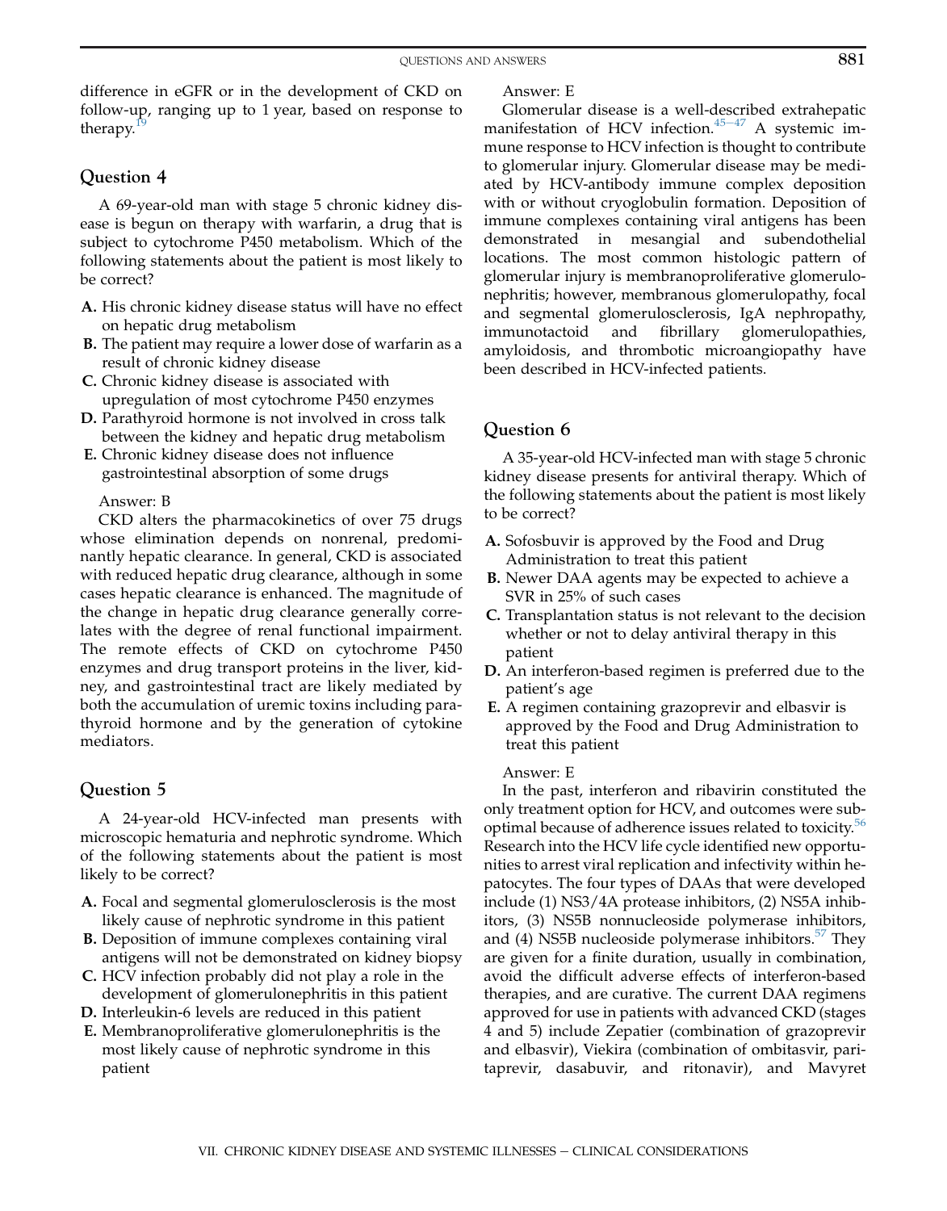difference in eGFR or in the development of CKD on follow-up, ranging up to 1 year, based on response to therapy.[19]

## Question 4

A 69-year-old man with stage 5 chronic kidney disease is begun on therapy with warfarin, a drug that is subject to cytochrome P450 metabolism. Which of the following statements about the patient is most likely to be correct?

- **A.** His chronic kidney disease status will have no effect on hepatic drug metabolism
- **B.** The patient may require a lower dose of warfarin as a result of chronic kidney disease
- **C.** Chronic kidney disease is associated with upregulation of most cytochrome P450 enzymes
- **D.** Parathyroid hormone is not involved in cross talk between the kidney and hepatic drug metabolism
- **E.** Chronic kidney disease does not influence gastrointestinal absorption of some drugs

Answer: B

CKD alters the pharmacokinetics of over 75 drugs whose elimination depends on nonrenal, predominantly hepatic clearance. In general, CKD is associated with reduced hepatic drug clearance, although in some cases hepatic clearance is enhanced. The magnitude of the change in hepatic drug clearance generally correlates with the degree of renal functional impairment. The remote effects of CKD on cytochrome P450 enzymes and drug transport proteins in the liver, kidney, and gastrointestinal tract are likely mediated by both the accumulation of uremic toxins including parathyroid hormone and by the generation of cytokine mediators.

## Question 5

A 24-year-old HCV-infected man presents with microscopic hematuria and nephrotic syndrome. Which of the following statements about the patient is most likely to be correct?

- **A.** Focal and segmental glomerulosclerosis is the most likely cause of nephrotic syndrome in this patient
- **B.** Deposition of immune complexes containing viral antigens will not be demonstrated on kidney biopsy
- **C.** HCV infection probably did not play a role in the development of glomerulonephritis in this patient
- **D.** Interleukin-6 levels are reduced in this patient
- **E.** Membranoproliferative glomerulonephritis is the most likely cause of nephrotic syndrome in this patient

Answer: E

Glomerular disease is a well-described extrahepatic manifestation of HCV infection.[45–47] A systemic immune response to HCV infection is thought to contribute to glomerular injury. Glomerular disease may be mediated by HCV-antibody immune complex deposition with or without cryoglobulin formation. Deposition of immune complexes containing viral antigens has been demonstrated in mesangial and subendothelial locations. The most common histologic pattern of glomerular injury is membranoproliferative glomerulonephritis; however, membranous glomerulopathy, focal and segmental glomerulosclerosis, IgA nephropathy, immunotactoid and fibrillary glomerulopathies, amyloidosis, and thrombotic microangiopathy have been described in HCV-infected patients.

## Question 6

A 35-year-old HCV-infected man with stage 5 chronic kidney disease presents for antiviral therapy. Which of the following statements about the patient is most likely to be correct?

- **A.** Sofosbuvir is approved by the Food and Drug Administration to treat this patient
- **B.** Newer DAA agents may be expected to achieve a SVR in 25% of such cases
- **C.** Transplantation status is not relevant to the decision whether or not to delay antiviral therapy in this patient
- **D.** An interferon-based regimen is preferred due to the patient's age
- **E.** A regimen containing grazoprevir and elbasvir is approved by the Food and Drug Administration to treat this patient

Answer: E

In the past, interferon and ribavirin constituted the only treatment option for HCV, and outcomes were suboptimal because of adherence issues related to toxicity.[56] Research into the HCV life cycle identified new opportunities to arrest viral replication and infectivity within hepatocytes. The four types of DAAs that were developed include (1) NS3/4A protease inhibitors, (2) NS5A inhibitors, (3) NS5B nonnucleoside polymerase inhibitors, and (4) NS5B nucleoside polymerase inhibitors.[57] They are given for a finite duration, usually in combination, avoid the difficult adverse effects of interferon-based therapies, and are curative. The current DAA regimens approved for use in patients with advanced CKD (stages 4 and 5) include Zepatier (combination of grazoprevir and elbasvir), Viekira (combination of ombitasvir, paritaprevir, dasabuvir, and ritonavir), and Mavyret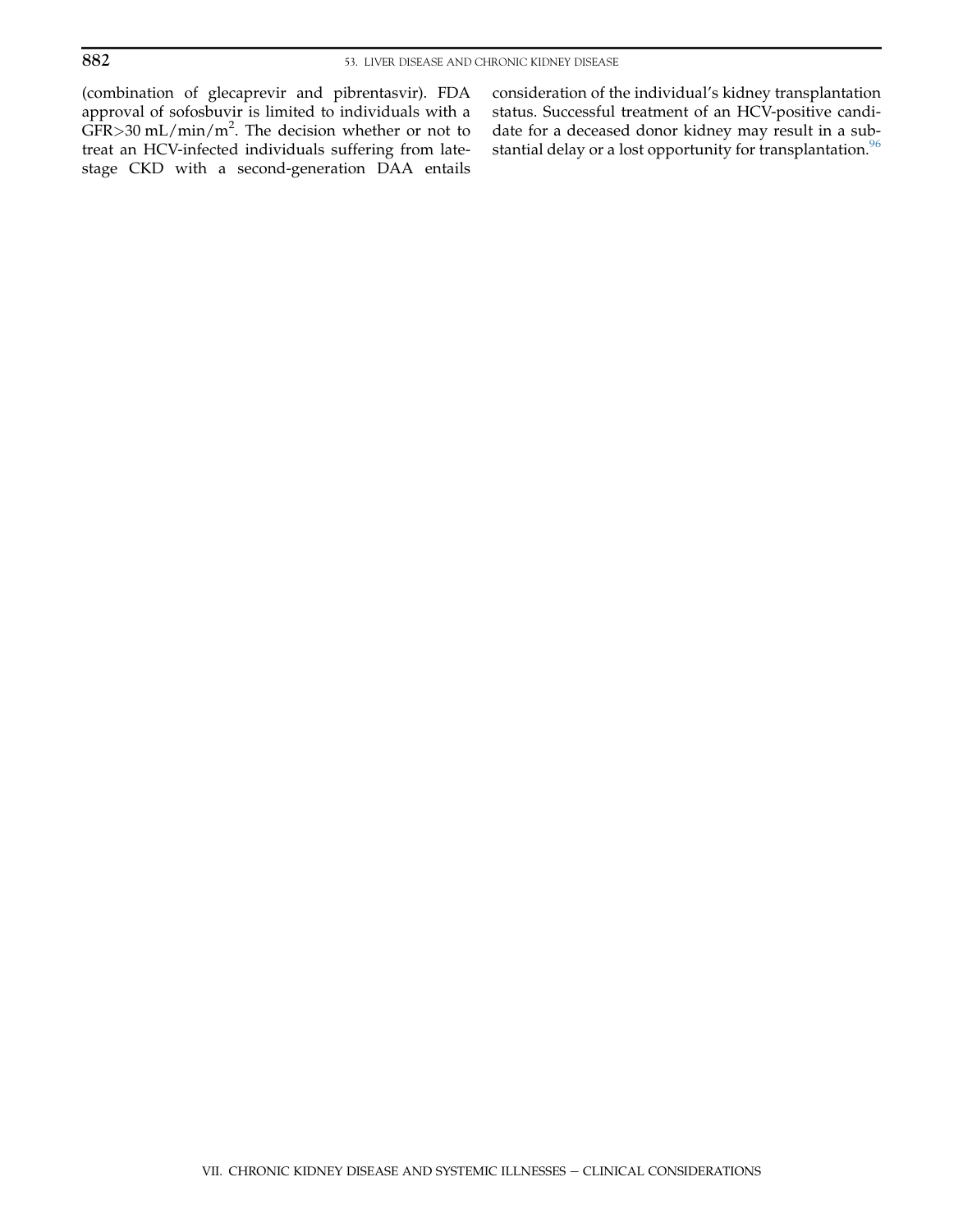(combination of glecaprevir and pibrentasvir). FDA approval of sofosbuvir is limited to individuals with a GFR>30 mL/min/$m^2$. The decision whether or not to treat an HCV-infected individuals suffering from late-stage CKD with a second-generation DAA entails consideration of the individual's kidney transplantation status. Successful treatment of an HCV-positive candidate for a deceased donor kidney may result in a substantial delay or a lost opportunity for transplantation.[96]